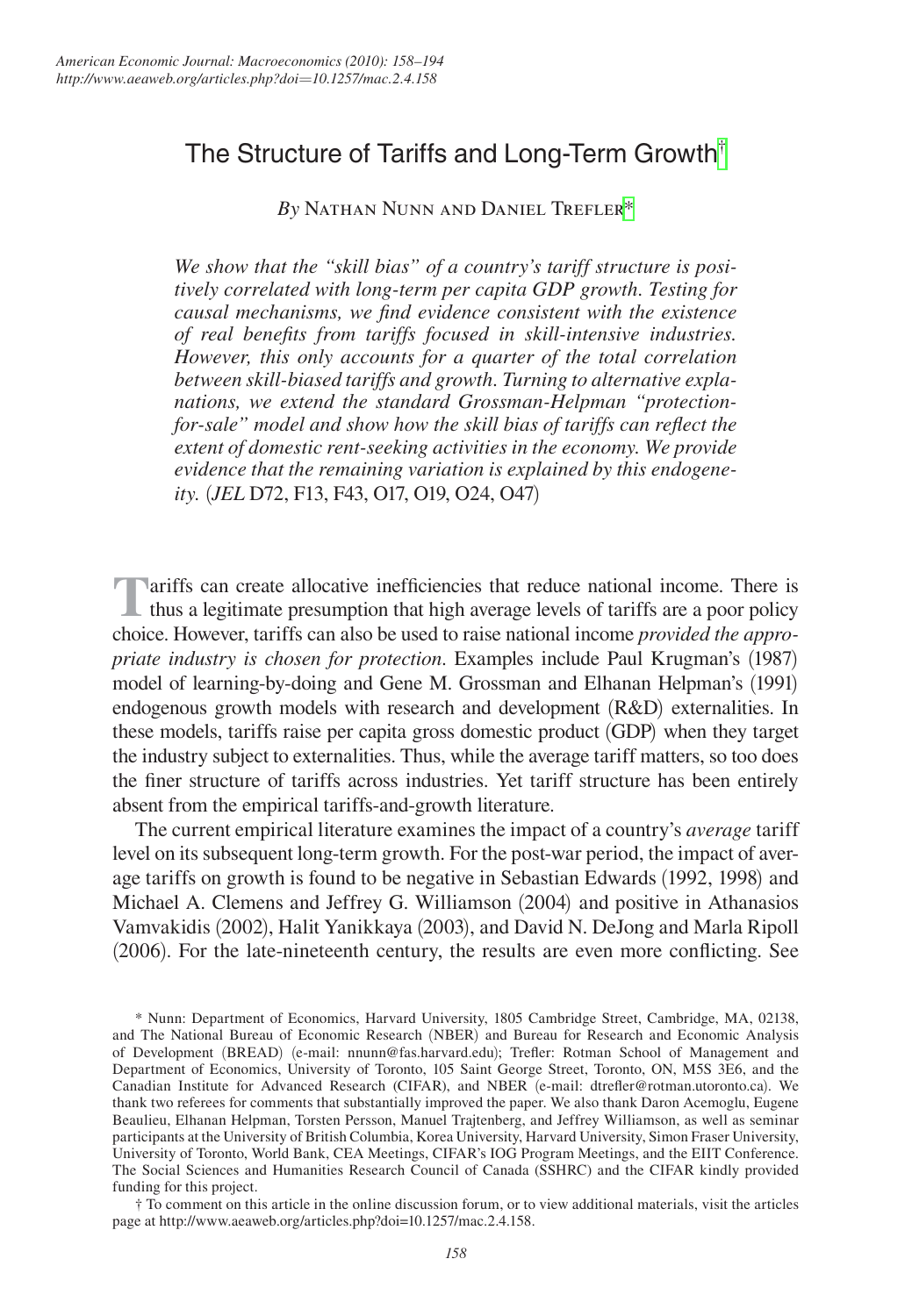# The Structure of Tariffs and Long-Term Growth†

*By* Nathan Nunn and Daniel Trefler*

*We show that the "skill bias" of a country's tariff structure is positively correlated with long-term per capita GDP growth. Testing for causal mechanisms, we find evidence consistent with the existence of real benefits from tariffs focused in skill-intensive industries. However, this only accounts for a quarter of the total correlation between skill-biased tariffs and growth. Turning to alternative explanations, we extend the standard Grossman-Helpman "protection-for-sale" model and show how the skill bias of tariffs can reflect the extent of domestic rent-seeking activities in the economy. We provide evidence that the remaining variation is explained by this endogeneity.* (*JEL* D72, F13, F43, O17, O19, O24, O47)

Tariffs can create allocative inefficiencies that reduce national income. There is thus a legitimate presumption that high average levels of tariffs are a poor policy choice. However, tariffs can also be used to raise national income *provided the appropriate industry is chosen for protection*. Examples include Paul Krugman's (1987) model of learning-by-doing and Gene M. Grossman and Elhanan Helpman's (1991) endogenous growth models with research and development (R&D) externalities. In these models, tariffs raise per capita gross domestic product (GDP) when they target the industry subject to externalities. Thus, while the average tariff matters, so too does the finer structure of tariffs across industries. Yet tariff structure has been entirely absent from the empirical tariffs-and-growth literature.

The current empirical literature examines the impact of a country's *average* tariff level on its subsequent long-term growth. For the post-war period, the impact of average tariffs on growth is found to be negative in Sebastian Edwards (1992, 1998) and Michael A. Clemens and Jeffrey G. Williamson (2004) and positive in Athanasios Vamvakidis (2002), Halit Yanikkaya (2003), and David N. DeJong and Marla Ripoll (2006). For the late-nineteenth century, the results are even more conflicting. See

\* Nunn: Department of Economics, Harvard University, 1805 Cambridge Street, Cambridge, MA, 02138, and The National Bureau of Economic Research (NBER) and Bureau for Research and Economic Analysis of Development (BREAD) (e-mail: nnunn@fas.harvard.edu); Trefler: Rotman School of Management and Department of Economics, University of Toronto, 105 Saint George Street, Toronto, ON, M5S 3E6, and the Canadian Institute for Advanced Research (CIFAR), and NBER (e-mail: dtrefler@rotman.utoronto.ca). We thank two referees for comments that substantially improved the paper. We also thank Daron Acemoglu, Eugene Beaulieu, Elhanan Helpman, Torsten Persson, Manuel Trajtenberg, and Jeffrey Williamson, as well as seminar participants at the University of British Columbia, Korea University, Harvard University, Simon Fraser University, University of Toronto, World Bank, CEA Meetings, CIFAR's IOG Program Meetings, and the EIIT Conference. The Social Sciences and Humanities Research Council of Canada (SSHRC) and the CIFAR kindly provided funding for this project.

† To comment on this article in the online discussion forum, or to view additional materials, visit the articles page at http://www.aeaweb.org/articles.php?doi=10.1257/mac.2.4.158.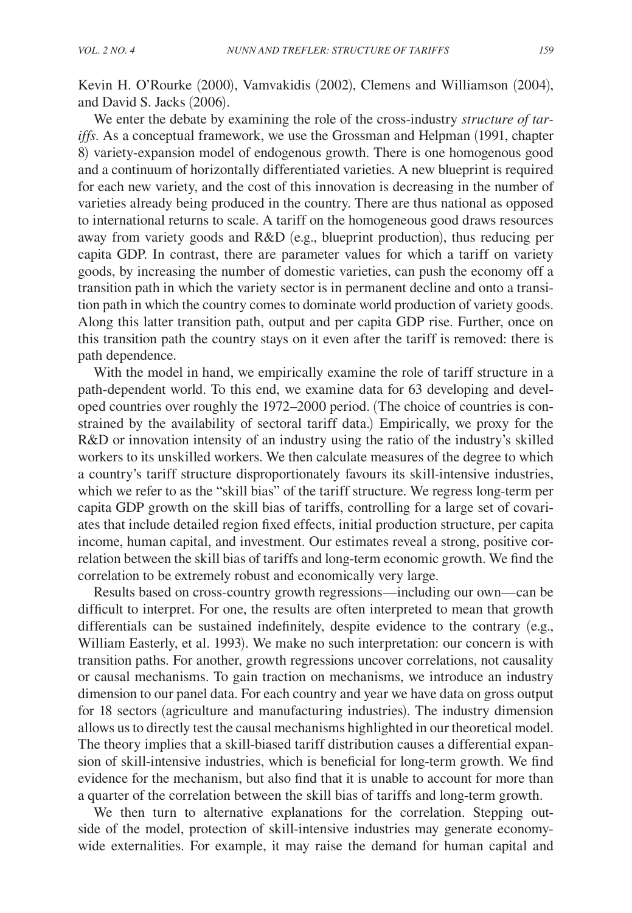Kevin H. O'Rourke (2000), Vamvakidis (2002), Clemens and Williamson (2004), and David S. Jacks (2006).

We enter the debate by examining the role of the cross-industry *structure of tariffs*. As a conceptual framework, we use the Grossman and Helpman (1991, chapter 8) variety-expansion model of endogenous growth. There is one homogenous good and a continuum of horizontally differentiated varieties. A new blueprint is required for each new variety, and the cost of this innovation is decreasing in the number of varieties already being produced in the country. There are thus national as opposed to international returns to scale. A tariff on the homogeneous good draws resources away from variety goods and R&D (e.g., blueprint production), thus reducing per capita GDP. In contrast, there are parameter values for which a tariff on variety goods, by increasing the number of domestic varieties, can push the economy off a transition path in which the variety sector is in permanent decline and onto a transition path in which the country comes to dominate world production of variety goods. Along this latter transition path, output and per capita GDP rise. Further, once on this transition path the country stays on it even after the tariff is removed: there is path dependence.

With the model in hand, we empirically examine the role of tariff structure in a path-dependent world. To this end, we examine data for 63 developing and developed countries over roughly the 1972–2000 period. (The choice of countries is constrained by the availability of sectoral tariff data.) Empirically, we proxy for the R&D or innovation intensity of an industry using the ratio of the industry's skilled workers to its unskilled workers. We then calculate measures of the degree to which a country's tariff structure disproportionately favours its skill-intensive industries, which we refer to as the "skill bias" of the tariff structure. We regress long-term per capita GDP growth on the skill bias of tariffs, controlling for a large set of covariates that include detailed region fixed effects, initial production structure, per capita income, human capital, and investment. Our estimates reveal a strong, positive correlation between the skill bias of tariffs and long-term economic growth. We find the correlation to be extremely robust and economically very large.

Results based on cross-country growth regressions—including our own—can be difficult to interpret. For one, the results are often interpreted to mean that growth differentials can be sustained indefinitely, despite evidence to the contrary (e.g., William Easterly, et al. 1993). We make no such interpretation: our concern is with transition paths. For another, growth regressions uncover correlations, not causality or causal mechanisms. To gain traction on mechanisms, we introduce an industry dimension to our panel data. For each country and year we have data on gross output for 18 sectors (agriculture and manufacturing industries). The industry dimension allows us to directly test the causal mechanisms highlighted in our theoretical model. The theory implies that a skill-biased tariff distribution causes a differential expansion of skill-intensive industries, which is beneficial for long-term growth. We find evidence for the mechanism, but also find that it is unable to account for more than a quarter of the correlation between the skill bias of tariffs and long-term growth.

We then turn to alternative explanations for the correlation. Stepping outside of the model, protection of skill-intensive industries may generate economy-wide externalities. For example, it may raise the demand for human capital and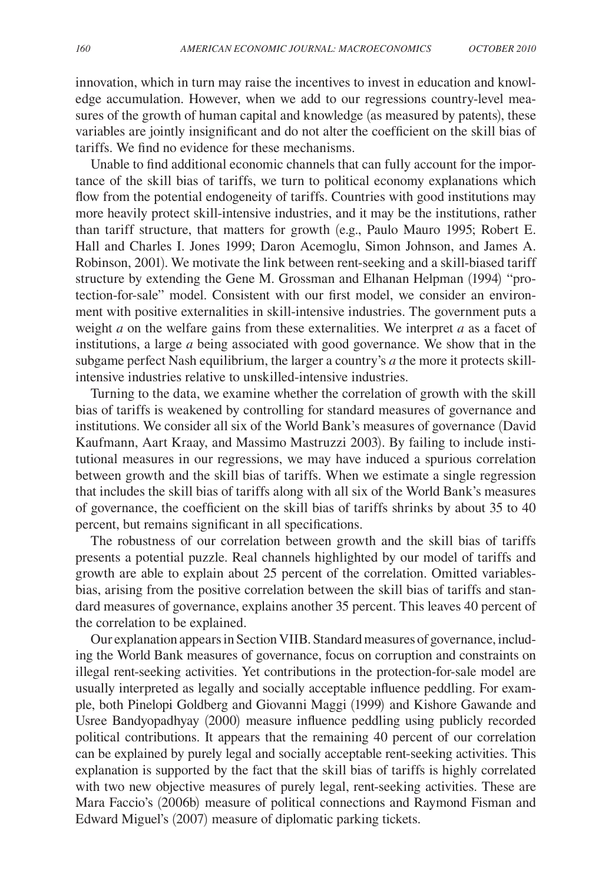innovation, which in turn may raise the incentives to invest in education and knowledge accumulation. However, when we add to our regressions country-level measures of the growth of human capital and knowledge (as measured by patents), these variables are jointly insignificant and do not alter the coefficient on the skill bias of tariffs. We find no evidence for these mechanisms.

Unable to find additional economic channels that can fully account for the importance of the skill bias of tariffs, we turn to political economy explanations which flow from the potential endogeneity of tariffs. Countries with good institutions may more heavily protect skill-intensive industries, and it may be the institutions, rather than tariff structure, that matters for growth (e.g., Paulo Mauro 1995; Robert E. Hall and Charles I. Jones 1999; Daron Acemoglu, Simon Johnson, and James A. Robinson, 2001). We motivate the link between rent-seeking and a skill-biased tariff structure by extending the Gene M. Grossman and Elhanan Helpman (1994) "protection-for-sale" model. Consistent with our first model, we consider an environment with positive externalities in skill-intensive industries. The government puts a weight $a$ on the welfare gains from these externalities. We interpret $a$ as a facet of institutions, a large $a$ being associated with good governance. We show that in the subgame perfect Nash equilibrium, the larger a country's $a$ the more it protects skill-intensive industries relative to unskilled-intensive industries.

Turning to the data, we examine whether the correlation of growth with the skill bias of tariffs is weakened by controlling for standard measures of governance and institutions. We consider all six of the World Bank's measures of governance (David Kaufmann, Aart Kraay, and Massimo Mastruzzi 2003). By failing to include institutional measures in our regressions, we may have induced a spurious correlation between growth and the skill bias of tariffs. When we estimate a single regression that includes the skill bias of tariffs along with all six of the World Bank's measures of governance, the coefficient on the skill bias of tariffs shrinks by about 35 to 40 percent, but remains significant in all specifications.

The robustness of our correlation between growth and the skill bias of tariffs presents a potential puzzle. Real channels highlighted by our model of tariffs and growth are able to explain about 25 percent of the correlation. Omitted variables-bias, arising from the positive correlation between the skill bias of tariffs and standard measures of governance, explains another 35 percent. This leaves 40 percent of the correlation to be explained.

Our explanation appears in Section VIIB. Standard measures of governance, including the World Bank measures of governance, focus on corruption and constraints on illegal rent-seeking activities. Yet contributions in the protection-for-sale model are usually interpreted as legally and socially acceptable influence peddling. For example, both Pinelopi Goldberg and Giovanni Maggi (1999) and Kishore Gawande and Usree Bandyopadhyay (2000) measure influence peddling using publicly recorded political contributions. It appears that the remaining 40 percent of our correlation can be explained by purely legal and socially acceptable rent-seeking activities. This explanation is supported by the fact that the skill bias of tariffs is highly correlated with two new objective measures of purely legal, rent-seeking activities. These are Mara Faccio's (2006b) measure of political connections and Raymond Fisman and Edward Miguel's (2007) measure of diplomatic parking tickets.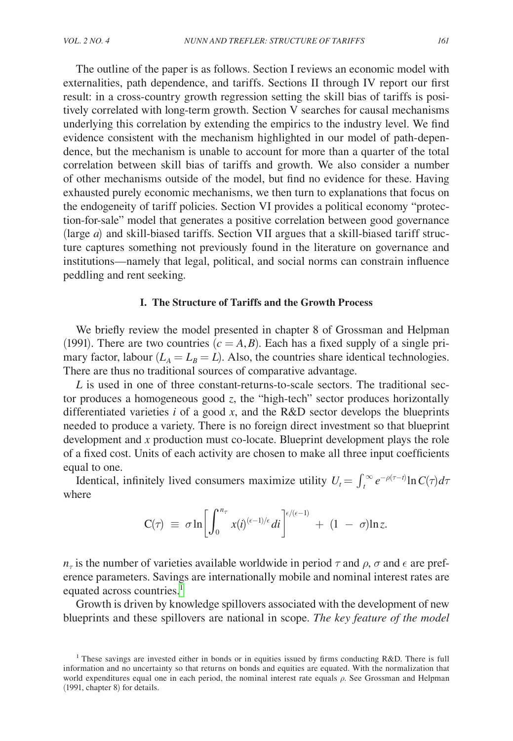The outline of the paper is as follows. Section I reviews an economic model with externalities, path dependence, and tariffs. Sections II through IV report our first result: in a cross-country growth regression setting the skill bias of tariffs is positively correlated with long-term growth. Section V searches for causal mechanisms underlying this correlation by extending the empirics to the industry level. We find evidence consistent with the mechanism highlighted in our model of path-dependence, but the mechanism is unable to account for more than a quarter of the total correlation between skill bias of tariffs and growth. We also consider a number of other mechanisms outside of the model, but find no evidence for these. Having exhausted purely economic mechanisms, we then turn to explanations that focus on the endogeneity of tariff policies. Section VI provides a political economy "protection-for-sale" model that generates a positive correlation between good governance (large $a$) and skill-biased tariffs. Section VII argues that a skill-biased tariff structure captures something not previously found in the literature on governance and institutions—namely that legal, political, and social norms can constrain influence peddling and rent seeking.

## I. The Structure of Tariffs and the Growth Process

We briefly review the model presented in chapter 8 of Grossman and Helpman (1991). There are two countries ($c = A, B$). Each has a fixed supply of a single primary factor, labour ($L_A = L_B = L$). Also, the countries share identical technologies. There are thus no traditional sources of comparative advantage.

$L$ is used in one of three constant-returns-to-scale sectors. The traditional sector produces a homogeneous good $z$, the "high-tech" sector produces horizontally differentiated varieties $i$ of a good $x$, and the R&D sector develops the blueprints needed to produce a variety. There is no foreign direct investment so that blueprint development and $x$ production must co-locate. Blueprint development plays the role of a fixed cost. Units of each activity are chosen to make all three input coefficients equal to one.

Identical, infinitely lived consumers maximize utility $U_t = \int_t^{\infty} e^{-\rho(\tau - t)} \ln C(\tau) d\tau$ where

$$\mathrm{C}(\tau) \equiv \sigma \ln \left[ \int_0^{n_\tau} x(i)^{(\epsilon-1)/\epsilon} di \right]^{\epsilon/(\epsilon-1)} + (1 - \sigma) \ln z.$$

$n_\tau$ is the number of varieties available worldwide in period $\tau$ and $\rho$, $\sigma$ and $\epsilon$ are preference parameters. Savings are internationally mobile and nominal interest rates are equated across countries.[1]

Growth is driven by knowledge spillovers associated with the development of new blueprints and these spillovers are national in scope. *The key feature of the model*

[1] These savings are invested either in bonds or in equities issued by firms conducting R&D. There is full information and no uncertainty so that returns on bonds and equities are equated. With the normalization that world expenditures equal one in each period, the nominal interest rate equals $\rho$. See Grossman and Helpman (1991, chapter 8) for details.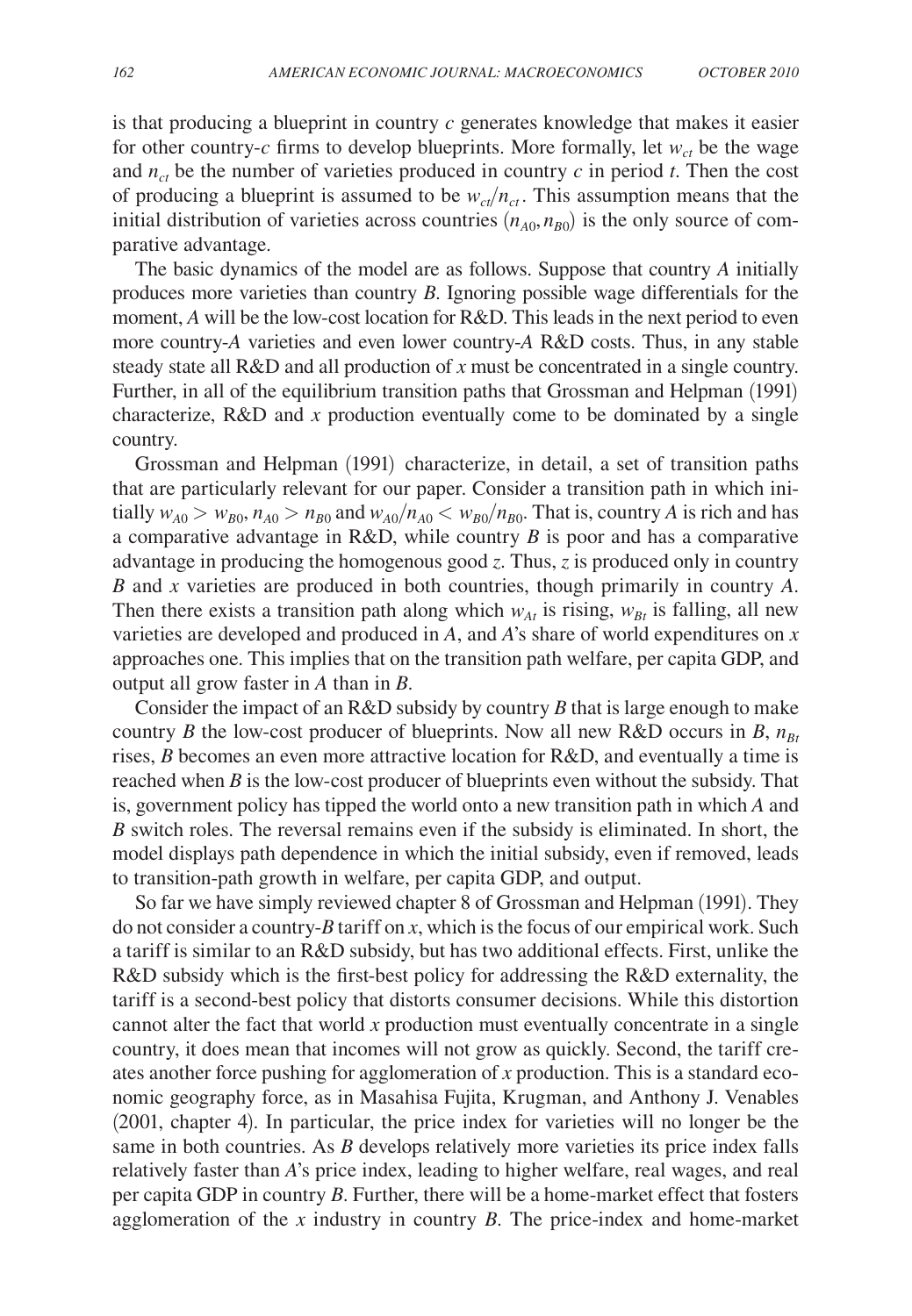is that producing a blueprint in country $c$ generates knowledge that makes it easier for other country-$c$ firms to develop blueprints. More formally, let $w_{ct}$ be the wage and $n_{ct}$ be the number of varieties produced in country $c$ in period $t$. Then the cost of producing a blueprint is assumed to be $w_{ct}/n_{ct}$. This assumption means that the initial distribution of varieties across countries $(n_{A0}, n_{B0})$ is the only source of comparative advantage.

The basic dynamics of the model are as follows. Suppose that country $A$ initially produces more varieties than country $B$. Ignoring possible wage differentials for the moment, $A$ will be the low-cost location for R&D. This leads in the next period to even more country-$A$ varieties and even lower country-$A$ R&D costs. Thus, in any stable steady state all R&D and all production of $x$ must be concentrated in a single country. Further, in all of the equilibrium transition paths that Grossman and Helpman (1991) characterize, R&D and $x$ production eventually come to be dominated by a single country.

Grossman and Helpman (1991) characterize, in detail, a set of transition paths that are particularly relevant for our paper. Consider a transition path in which initially $w_{A0} > w_{B0}$, $n_{A0} > n_{B0}$ and $w_{A0}/n_{A0} < w_{B0}/n_{B0}$. That is, country $A$ is rich and has a comparative advantage in R&D, while country $B$ is poor and has a comparative advantage in producing the homogenous good $z$. Thus, $z$ is produced only in country $B$ and $x$ varieties are produced in both countries, though primarily in country $A$. Then there exists a transition path along which $w_{At}$ is rising, $w_{Bt}$ is falling, all new varieties are developed and produced in $A$, and $A$'s share of world expenditures on $x$ approaches one. This implies that on the transition path welfare, per capita GDP, and output all grow faster in $A$ than in $B$.

Consider the impact of an R&D subsidy by country $B$ that is large enough to make country $B$ the low-cost producer of blueprints. Now all new R&D occurs in $B$, $n_{Bt}$ rises, $B$ becomes an even more attractive location for R&D, and eventually a time is reached when $B$ is the low-cost producer of blueprints even without the subsidy. That is, government policy has tipped the world onto a new transition path in which $A$ and $B$ switch roles. The reversal remains even if the subsidy is eliminated. In short, the model displays path dependence in which the initial subsidy, even if removed, leads to transition-path growth in welfare, per capita GDP, and output.

So far we have simply reviewed chapter 8 of Grossman and Helpman (1991). They do not consider a country-$B$ tariff on $x$, which is the focus of our empirical work. Such a tariff is similar to an R&D subsidy, but has two additional effects. First, unlike the R&D subsidy which is the first-best policy for addressing the R&D externality, the tariff is a second-best policy that distorts consumer decisions. While this distortion cannot alter the fact that world $x$ production must eventually concentrate in a single country, it does mean that incomes will not grow as quickly. Second, the tariff creates another force pushing for agglomeration of $x$ production. This is a standard economic geography force, as in Masahisa Fujita, Krugman, and Anthony J. Venables (2001, chapter 4). In particular, the price index for varieties will no longer be the same in both countries. As $B$ develops relatively more varieties its price index falls relatively faster than $A$'s price index, leading to higher welfare, real wages, and real per capita GDP in country $B$. Further, there will be a home-market effect that fosters agglomeration of the $x$ industry in country $B$. The price-index and home-market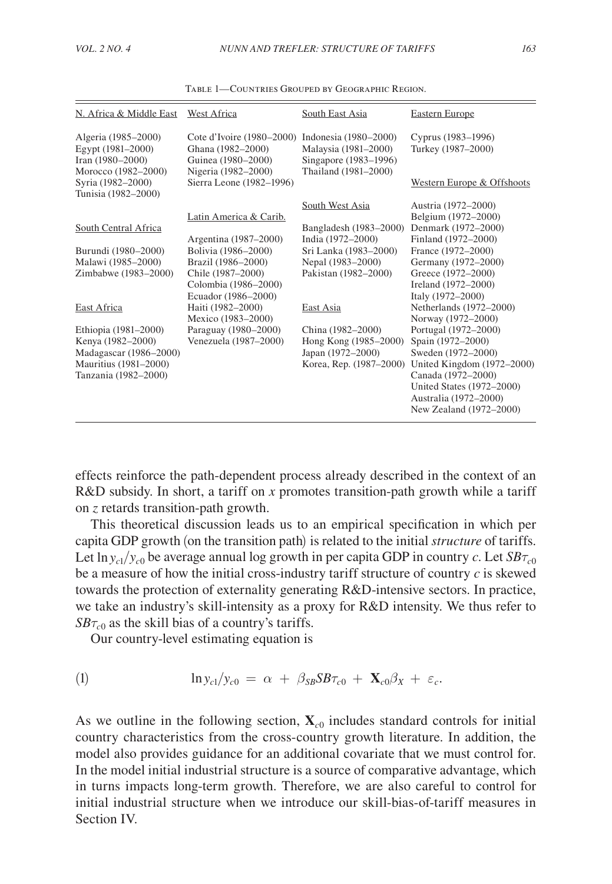Table 1—Countries Grouped by Geographic Region.

| N. Africa & Middle East | West Africa | South East Asia | Eastern Europe |
|---|---|---|---|
| Algeria (1985–2000) | Cote d'Ivoire (1980–2000) | Indonesia (1980–2000) | Cyprus (1983–1996) |
| Egypt (1981–2000) | Ghana (1982–2000) | Malaysia (1981–2000) | Turkey (1987–2000) |
| Iran (1980–2000) | Guinea (1980–2000) | Singapore (1983–1996) | |
| Morocco (1982–2000) | Nigeria (1982–2000) | Thailand (1981–2000) | Western Europe & Offshoots |
| Syria (1982–2000) | Sierra Leone (1982–1996) | | |
| Tunisia (1982–2000) | | | |
| | | South West Asia | Austria (1972–2000) |
| | Latin America & Carib. | | Belgium (1972–2000) |
| South Central Africa | | Bangladesh (1983–2000) | Denmark (1972–2000) |
| | Argentina (1987–2000) | India (1972–2000) | Finland (1972–2000) |
| Burundi (1980–2000) | Bolivia (1986–2000) | Sri Lanka (1983–2000) | France (1972–2000) |
| Malawi (1985–2000) | Brazil (1986–2000) | Nepal (1983–2000) | Germany (1972–2000) |
| Zimbabwe (1983–2000) | Chile (1987–2000) | Pakistan (1982–2000) | Greece (1972–2000) |
| | Colombia (1986–2000) | | Ireland (1972–2000) |
| | Ecuador (1986–2000) | | Italy (1972–2000) |
| East Africa | Haiti (1982–2000) | East Asia | Netherlands (1972–2000) |
| | Mexico (1983–2000) | | Norway (1972–2000) |
| Ethiopia (1981–2000) | Paraguay (1980–2000) | China (1982–2000) | Portugal (1972–2000) |
| Kenya (1982–2000) | Venezuela (1987–2000) | Hong Kong (1985–2000) | Spain (1972–2000) |
| Madagascar (1986–2000) | | Japan (1972–2000) | Sweden (1972–2000) |
| Mauritius (1981–2000) | | Korea, Rep. (1987–2000) | United Kingdom (1972–2000) |
| Tanzania (1982–2000) | | | Canada (1972–2000) |
| | | | United States (1972–2000) |
| | | | Australia (1972–2000) |
| | | | New Zealand (1972–2000) |

effects reinforce the path-dependent process already described in the context of an R&D subsidy. In short, a tariff on $x$ promotes transition-path growth while a tariff on $z$ retards transition-path growth.

This theoretical discussion leads us to an empirical specification in which per capita GDP growth (on the transition path) is related to the initial *structure* of tariffs. Let $\ln y_{c1}/y_{c0}$ be average annual log growth in per capita GDP in country $c$. Let $SB\tau_{c0}$ be a measure of how the initial cross-industry tariff structure of country $c$ is skewed towards the protection of externality generating R&D-intensive sectors. In practice, we take an industry's skill-intensity as a proxy for R&D intensity. We thus refer to $SB\tau_{c0}$ as the skill bias of a country's tariffs.

Our country-level estimating equation is

$$\ln y_{c1}/y_{c0} \;=\; \alpha \;+\; \beta_{SB} SB\tau_{c0} \;+\; \mathbf{X}_{c0}\beta_X \;+\; \varepsilon_c. \tag{1}$$

As we outline in the following section, $\mathbf{X}_{c0}$ includes standard controls for initial country characteristics from the cross-country growth literature. In addition, the model also provides guidance for an additional covariate that we must control for. In the model initial industrial structure is a source of comparative advantage, which in turns impacts long-term growth. Therefore, we are also careful to control for initial industrial structure when we introduce our skill-bias-of-tariff measures in Section IV.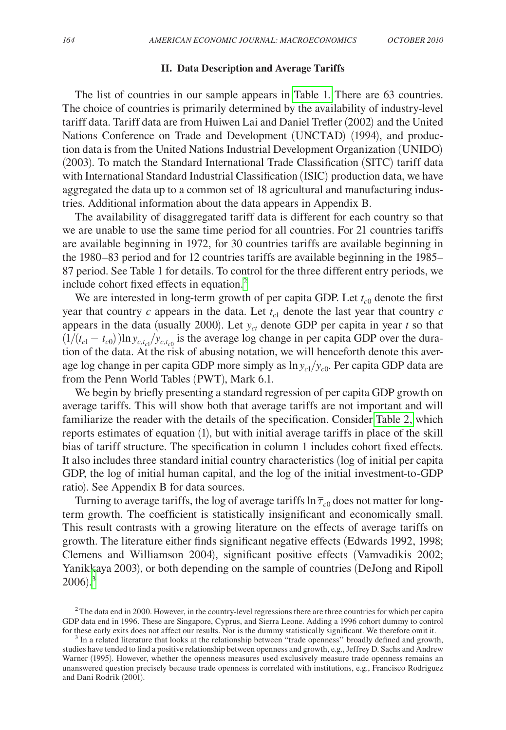## II. Data Description and Average Tariffs

The list of countries in our sample appears in Table 1. There are 63 countries. The choice of countries is primarily determined by the availability of industry-level tariff data. Tariff data are from Huiwen Lai and Daniel Trefler (2002) and the United Nations Conference on Trade and Development (UNCTAD) (1994), and production data is from the United Nations Industrial Development Organization (UNIDO) (2003). To match the Standard International Trade Classification (SITC) tariff data with International Standard Industrial Classification (ISIC) production data, we have aggregated the data up to a common set of 18 agricultural and manufacturing industries. Additional information about the data appears in Appendix B.

The availability of disaggregated tariff data is different for each country so that we are unable to use the same time period for all countries. For 21 countries tariffs are available beginning in 1972, for 30 countries tariffs are available beginning in the 1980–83 period and for 12 countries tariffs are available beginning in the 1985–87 period. See Table 1 for details. To control for the three different entry periods, we include cohort fixed effects in equation.[2]

We are interested in long-term growth of per capita GDP. Let $t_{c0}$ denote the first year that country $c$ appears in the data. Let $t_{c1}$ denote the last year that country $c$ appears in the data (usually 2000). Let $y_{ct}$ denote GDP per capita in year $t$ so that $(1/(t_{c1} - t_{c0}))\ln y_{c,t_{c1}}/y_{c,t_{c0}}$ is the average log change in per capita GDP over the duration of the data. At the risk of abusing notation, we will henceforth denote this average log change in per capita GDP more simply as $\ln y_{c1}/y_{c0}$. Per capita GDP data are from the Penn World Tables (PWT), Mark 6.1.

We begin by briefly presenting a standard regression of per capita GDP growth on average tariffs. This will show both that average tariffs are not important and will familiarize the reader with the details of the specification. Consider Table 2, which reports estimates of equation (1), but with initial average tariffs in place of the skill bias of tariff structure. The specification in column 1 includes cohort fixed effects. It also includes three standard initial country characteristics (log of initial per capita GDP, the log of initial human capital, and the log of the initial investment-to-GDP ratio). See Appendix B for data sources.

Turning to average tariffs, the log of average tariffs $\ln \overline{\tau}_{c0}$ does not matter for long-term growth. The coefficient is statistically insignificant and economically small. This result contrasts with a growing literature on the effects of average tariffs on growth. The literature either finds significant negative effects (Edwards 1992, 1998; Clemens and Williamson 2004), significant positive effects (Vamvadikis 2002; Yanikkaya 2003), or both depending on the sample of countries (DeJong and Ripoll 2006).[3]

[2] The data end in 2000. However, in the country-level regressions there are three countries for which per capita GDP data end in 1996. These are Singapore, Cyprus, and Sierra Leone. Adding a 1996 cohort dummy to control for these early exits does not affect our results. Nor is the dummy statistically significant. We therefore omit it.

[3] In a related literature that looks at the relationship between "trade openness" broadly defined and growth, studies have tended to find a positive relationship between openness and growth, e.g., Jeffrey D. Sachs and Andrew Warner (1995). However, whether the openness measures used exclusively measure trade openness remains an unanswered question precisely because trade openness is correlated with institutions, e.g., Francisco Rodriguez and Dani Rodrik (2001).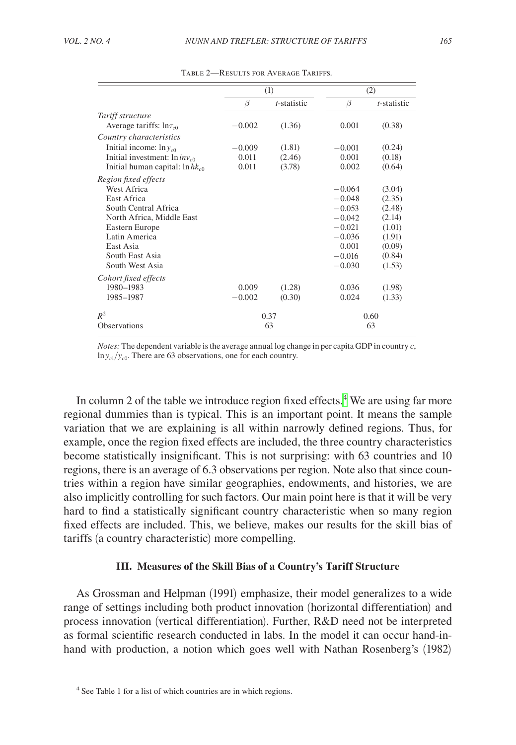Table 2—Results for Average Tariffs.

| | (1) | | (2) | |
|---|---|---|---|---|
| | $\beta$ | $t$-statistic | $\beta$ | $t$-statistic |
| *Tariff structure* | | | | |
| Average tariffs: $\ln \tau_{c0}$ | $-0.002$ | (1.36) | 0.001 | (0.38) |
| *Country characteristics* | | | | |
| Initial income: $\ln y_{c0}$ | $-0.009$ | (1.81) | $-0.001$ | (0.24) |
| Initial investment: $\ln inv_{c0}$ | 0.011 | (2.46) | 0.001 | (0.18) |
| Initial human capital: $\ln hk_{c0}$ | 0.011 | (3.78) | 0.002 | (0.64) |
| *Region fixed effects* | | | | |
| West Africa | | | $-0.064$ | (3.04) |
| East Africa | | | $-0.048$ | (2.35) |
| South Central Africa | | | $-0.053$ | (2.48) |
| North Africa, Middle East | | | $-0.042$ | (2.14) |
| Eastern Europe | | | $-0.021$ | (1.01) |
| Latin America | | | $-0.036$ | (1.91) |
| East Asia | | | 0.001 | (0.09) |
| South East Asia | | | $-0.016$ | (0.84) |
| South West Asia | | | $-0.030$ | (1.53) |
| *Cohort fixed effects* | | | | |
| 1980–1983 | 0.009 | (1.28) | 0.036 | (1.98) |
| 1985–1987 | $-0.002$ | (0.30) | 0.024 | (1.33) |
| $R^2$ | 0.37 | | 0.60 | |
| Observations | 63 | | 63 | |

*Notes:* The dependent variable is the average annual log change in per capita GDP in country $c$, $\ln y_{c1}/y_{c0}$. There are 63 observations, one for each country.

In column 2 of the table we introduce region fixed effects.[4] We are using far more regional dummies than is typical. This is an important point. It means the sample variation that we are explaining is all within narrowly defined regions. Thus, for example, once the region fixed effects are included, the three country characteristics become statistically insignificant. This is not surprising: with 63 countries and 10 regions, there is an average of 6.3 observations per region. Note also that since countries within a region have similar geographies, endowments, and histories, we are also implicitly controlling for such factors. Our main point here is that it will be very hard to find a statistically significant country characteristic when so many region fixed effects are included. This, we believe, makes our results for the skill bias of tariffs (a country characteristic) more compelling.

### III. Measures of the Skill Bias of a Country's Tariff Structure

As Grossman and Helpman (1991) emphasize, their model generalizes to a wide range of settings including both product innovation (horizontal differentiation) and process innovation (vertical differentiation). Further, R&D need not be interpreted as formal scientific research conducted in labs. In the model it can occur hand-in-hand with production, a notion which goes well with Nathan Rosenberg's (1982)

[4] See Table 1 for a list of which countries are in which regions.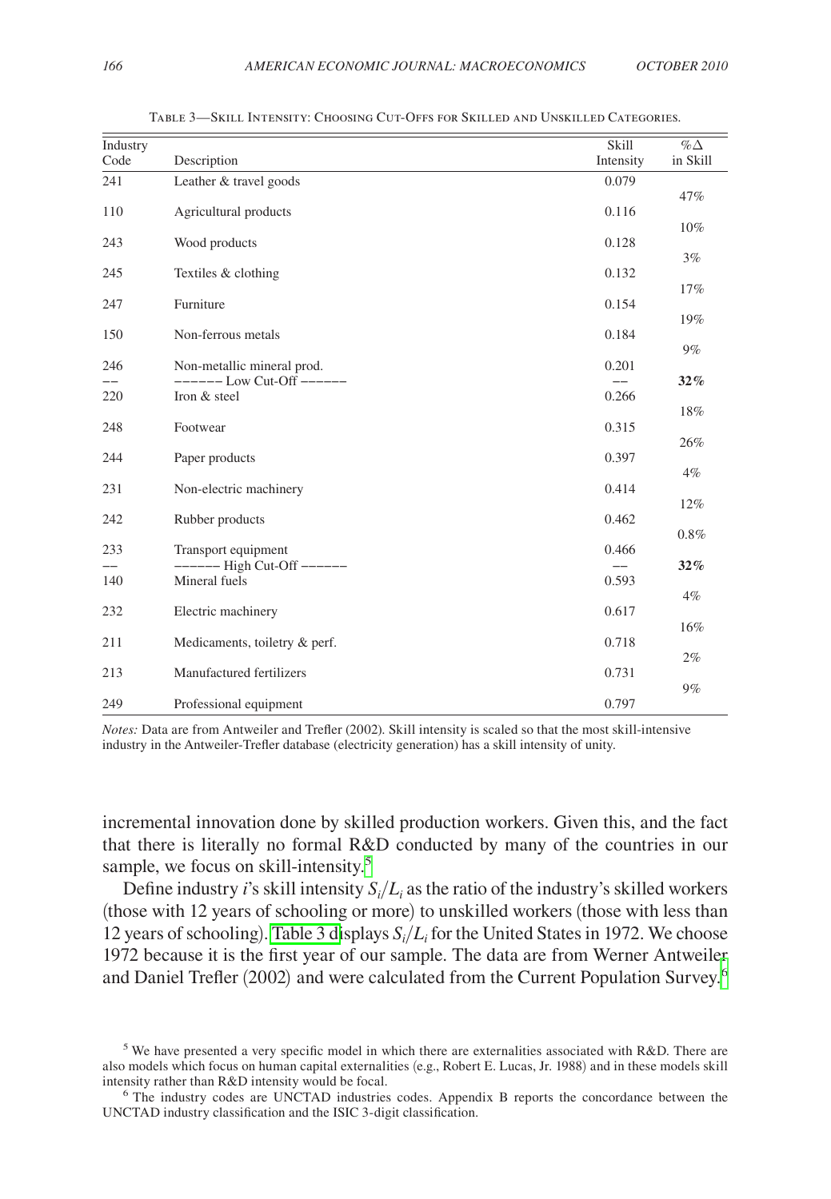Table 3—Skill Intensity: Choosing Cut-Offs for Skilled and Unskilled Categories.

| Industry Code | Description | Skill Intensity | %Δ in Skill |
|---|---|---|---|
| 241 | Leather & travel goods | 0.079 | |
| | | | 47% |
| 110 | Agricultural products | 0.116 | |
| | | | 10% |
| 243 | Wood products | 0.128 | |
| | | | 3% |
| 245 | Textiles & clothing | 0.132 | |
| | | | 17% |
| 247 | Furniture | 0.154 | |
| | | | 19% |
| 150 | Non-ferrous metals | 0.184 | |
| | | | 9% |
| 246 | Non-metallic mineral prod. | 0.201 | |
| -- | ------ Low Cut-Off ------ | -- | **32%** |
| 220 | Iron & steel | 0.266 | |
| | | | 18% |
| 248 | Footwear | 0.315 | |
| | | | 26% |
| 244 | Paper products | 0.397 | |
| | | | 4% |
| 231 | Non-electric machinery | 0.414 | |
| | | | 12% |
| 242 | Rubber products | 0.462 | |
| | | | 0.8% |
| 233 | Transport equipment | 0.466 | |
| -- | ------ High Cut-Off ------ | -- | **32%** |
| 140 | Mineral fuels | 0.593 | |
| | | | 4% |
| 232 | Electric machinery | 0.617 | |
| | | | 16% |
| 211 | Medicaments, toiletry & perf. | 0.718 | |
| | | | 2% |
| 213 | Manufactured fertilizers | 0.731 | |
| | | | 9% |
| 249 | Professional equipment | 0.797 | |

*Notes:* Data are from Antweiler and Trefler (2002). Skill intensity is scaled so that the most skill-intensive industry in the Antweiler-Trefler database (electricity generation) has a skill intensity of unity.

incremental innovation done by skilled production workers. Given this, and the fact that there is literally no formal R&D conducted by many of the countries in our sample, we focus on skill-intensity.[5]

Define industry $i$'s skill intensity $S_i/L_i$ as the ratio of the industry's skilled workers (those with 12 years of schooling or more) to unskilled workers (those with less than 12 years of schooling). Table 3 displays $S_i/L_i$ for the United States in 1972. We choose 1972 because it is the first year of our sample. The data are from Werner Antweiler and Daniel Trefler (2002) and were calculated from the Current Population Survey.[6]

[5] We have presented a very specific model in which there are externalities associated with R&D. There are also models which focus on human capital externalities (e.g., Robert E. Lucas, Jr. 1988) and in these models skill intensity rather than R&D intensity would be focal.

[6] The industry codes are UNCTAD industries codes. Appendix B reports the concordance between the UNCTAD industry classification and the ISIC 3-digit classification.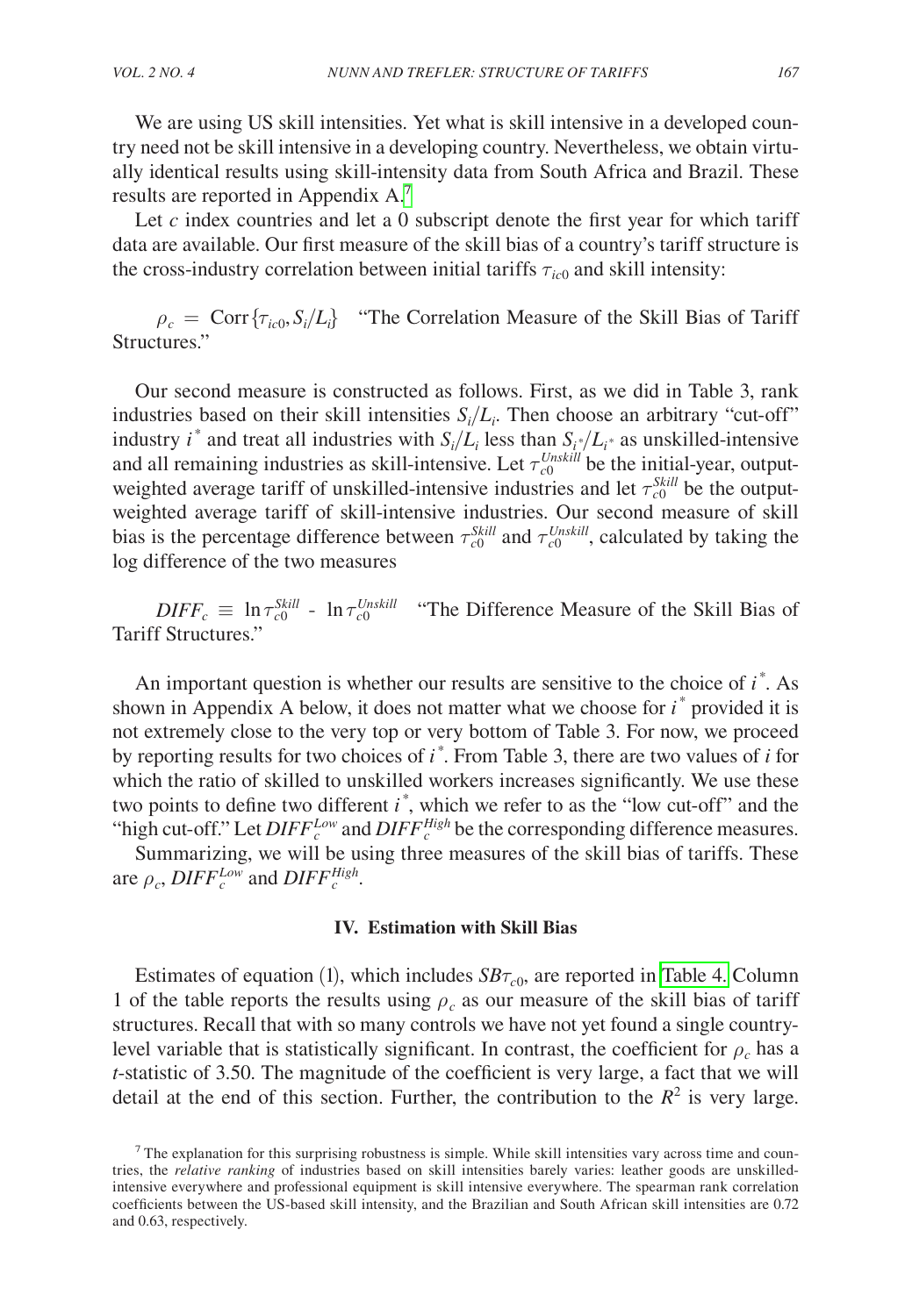We are using US skill intensities. Yet what is skill intensive in a developed country need not be skill intensive in a developing country. Nevertheless, we obtain virtually identical results using skill-intensity data from South Africa and Brazil. These results are reported in Appendix A.[7]

Let $c$ index countries and let a 0 subscript denote the first year for which tariff data are available. Our first measure of the skill bias of a country's tariff structure is the cross-industry correlation between initial tariffs $\tau_{ic0}$ and skill intensity:

$\rho_c = \text{Corr}\{\tau_{ic0}, S_i/L_i\}$ "The Correlation Measure of the Skill Bias of Tariff Structures."

Our second measure is constructed as follows. First, as we did in Table 3, rank industries based on their skill intensities $S_i/L_i$. Then choose an arbitrary "cut-off" industry $i^*$ and treat all industries with $S_i/L_i$ less than $S_{i^*}/L_{i^*}$ as unskilled-intensive and all remaining industries as skill-intensive. Let $\tau_{c0}^{Unskill}$ be the initial-year, output-weighted average tariff of unskilled-intensive industries and let $\tau_{c0}^{Skill}$ be the output-weighted average tariff of skill-intensive industries. Our second measure of skill bias is the percentage difference between $\tau_{c0}^{Skill}$ and $\tau_{c0}^{Unskill}$, calculated by taking the log difference of the two measures

$DIFF_c \equiv \ln \tau_{c0}^{Skill} - \ln \tau_{c0}^{Unskill}$ "The Difference Measure of the Skill Bias of Tariff Structures."

An important question is whether our results are sensitive to the choice of $i^*$. As shown in Appendix A below, it does not matter what we choose for $i^*$ provided it is not extremely close to the very top or very bottom of Table 3. For now, we proceed by reporting results for two choices of $i^*$. From Table 3, there are two values of $i$ for which the ratio of skilled to unskilled workers increases significantly. We use these two points to define two different $i^*$, which we refer to as the "low cut-off" and the "high cut-off." Let $DIFF_c^{Low}$ and $DIFF_c^{High}$ be the corresponding difference measures.

Summarizing, we will be using three measures of the skill bias of tariffs. These are $\rho_c$, $DIFF_c^{Low}$ and $DIFF_c^{High}$.

## IV. Estimation with Skill Bias

Estimates of equation (1), which includes $SB\tau_{c0}$, are reported in Table 4. Column 1 of the table reports the results using $\rho_c$ as our measure of the skill bias of tariff structures. Recall that with so many controls we have not yet found a single country-level variable that is statistically significant. In contrast, the coefficient for $\rho_c$ has a $t$-statistic of 3.50. The magnitude of the coefficient is very large, a fact that we will detail at the end of this section. Further, the contribution to the $R^2$ is very large.

[7] The explanation for this surprising robustness is simple. While skill intensities vary across time and countries, the *relative ranking* of industries based on skill intensities barely varies: leather goods are unskilled-intensive everywhere and professional equipment is skill intensive everywhere. The spearman rank correlation coefficients between the US-based skill intensity, and the Brazilian and South African skill intensities are 0.72 and 0.63, respectively.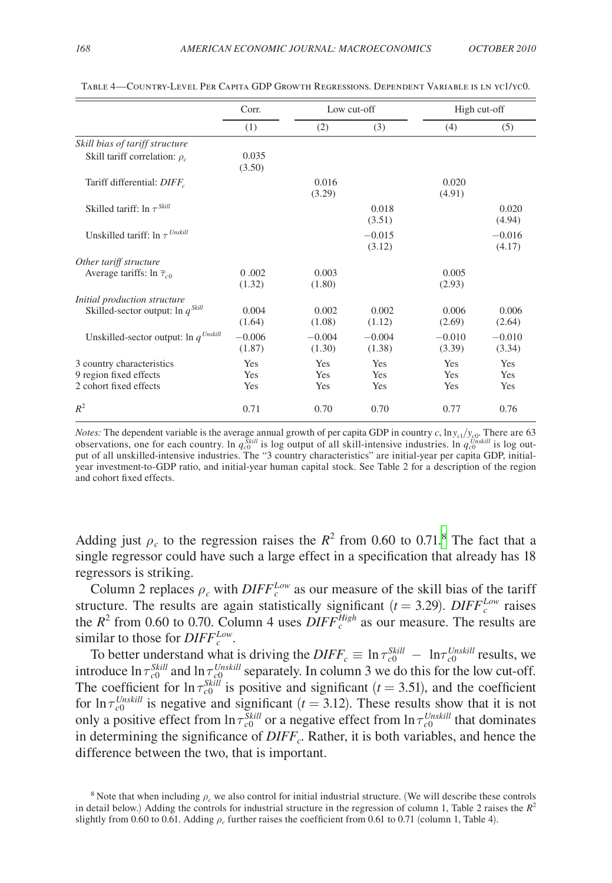Table 4—Country-Level Per Capita GDP Growth Regressions. Dependent Variable is ln yc1/yc0.

| | Corr. | Low cut-off | | High cut-off | |
|---|---|---|---|---|---|
| | (1) | (2) | (3) | (4) | (5) |
| *Skill bias of tariff structure* | | | | | |
| Skill tariff correlation: $\rho_c$ | 0.035 (3.50) | | | | |
| Tariff differential: $DIFF_c$ | | 0.016 (3.29) | | 0.020 (4.91) | |
| Skilled tariff: $\ln \tau^{Skill}$ | | | 0.018 (3.51) | | 0.020 (4.94) |
| Unskilled tariff: $\ln \tau^{Unskill}$ | | | −0.015 (3.12) | | −0.016 (4.17) |
| *Other tariff structure* | | | | | |
| Average tariffs: $\ln \bar{\tau}_{c0}$ | 0 .002 (1.32) | 0.003 (1.80) | | 0.005 (2.93) | |
| *Initial production structure* | | | | | |
| Skilled-sector output: $\ln q^{Skill}$ | 0.004 (1.64) | 0.002 (1.08) | 0.002 (1.12) | 0.006 (2.69) | 0.006 (2.64) |
| Unskilled-sector output: $\ln q^{Unskill}$ | −0.006 (1.87) | −0.004 (1.30) | −0.004 (1.38) | −0.010 (3.39) | −0.010 (3.34) |
| 3 country characteristics | Yes | Yes | Yes | Yes | Yes |
| 9 region fixed effects | Yes | Yes | Yes | Yes | Yes |
| 2 cohort fixed effects | Yes | Yes | Yes | Yes | Yes |
| $R^2$ | 0.71 | 0.70 | 0.70 | 0.77 | 0.76 |

*Notes:* The dependent variable is the average annual growth of per capita GDP in country $c$, $\ln y_{c1}/y_{c0}$. There are 63 observations, one for each country. $\ln q_{c0}^{Skill}$ is log output of all skill-intensive industries. $\ln q_{c0}^{Unskill}$ is log output of all unskilled-intensive industries. The "3 country characteristics" are initial-year per capita GDP, initial-year investment-to-GDP ratio, and initial-year human capital stock. See Table 2 for a description of the region and cohort fixed effects.

Adding just $\rho_c$ to the regression raises the $R^2$ from 0.60 to 0.71.[8] The fact that a single regressor could have such a large effect in a specification that already has 18 regressors is striking.

Column 2 replaces $\rho_c$ with $DIFF_c^{Low}$ as our measure of the skill bias of the tariff structure. The results are again statistically significant ($t = 3.29$). $DIFF_c^{Low}$ raises the $R^2$ from 0.60 to 0.70. Column 4 uses $DIFF_c^{High}$ as our measure. The results are similar to those for $DIFF_c^{Low}$.

To better understand what is driving the $DIFF_c \equiv \ln \tau_{c0}^{Skill} - \ln \tau_{c0}^{Unskill}$ results, we introduce $\ln \tau_{c0}^{Skill}$ and $\ln \tau_{c0}^{Unskill}$ separately. In column 3 we do this for the low cut-off. The coefficient for $\ln \tau_{c0}^{Skill}$ is positive and significant ($t = 3.51$), and the coefficient for $\ln \tau_{c0}^{Unskill}$ is negative and significant ($t = 3.12$). These results show that it is not only a positive effect from $\ln \tau_{c0}^{Skill}$ or a negative effect from $\ln \tau_{c0}^{Unskill}$ that dominates in determining the significance of $DIFF_c$. Rather, it is both variables, and hence the difference between the two, that is important.

[8] Note that when including $\rho_c$ we also control for initial industrial structure. (We will describe these controls in detail below.) Adding the controls for industrial structure in the regression of column 1, Table 2 raises the $R^2$ slightly from 0.60 to 0.61. Adding $\rho_c$ further raises the coefficient from 0.61 to 0.71 (column 1, Table 4).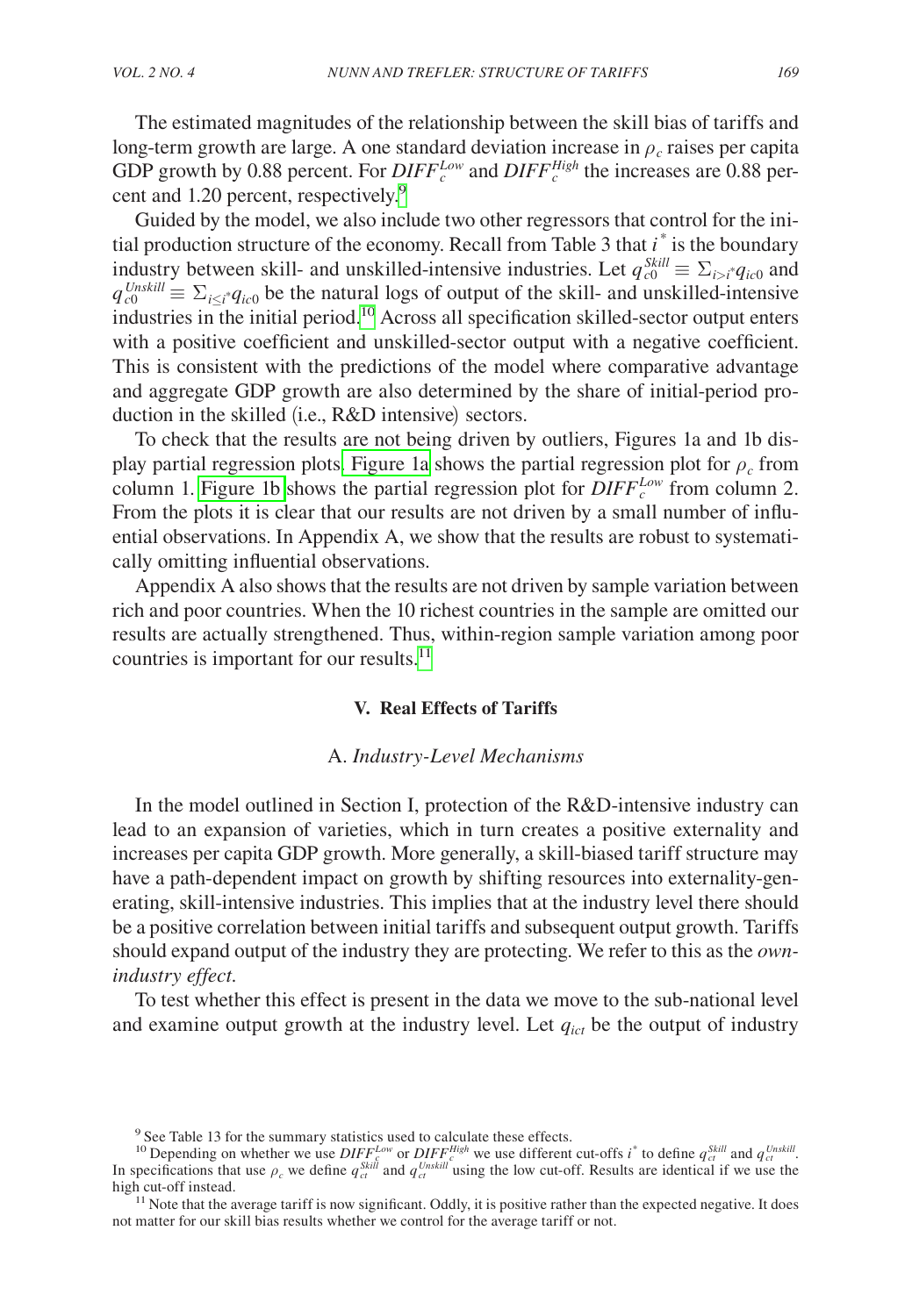The estimated magnitudes of the relationship between the skill bias of tariffs and long-term growth are large. A one standard deviation increase in $\rho_c$ raises per capita GDP growth by 0.88 percent. For $DIFF_c^{Low}$ and $DIFF_c^{High}$ the increases are 0.88 percent and 1.20 percent, respectively.[9]

Guided by the model, we also include two other regressors that control for the initial production structure of the economy. Recall from Table 3 that $i^*$ is the boundary industry between skill- and unskilled-intensive industries. Let $q_{c0}^{Skill} \equiv \Sigma_{i>i^*} q_{ic0}$ and $q_{c0}^{Unskill} \equiv \Sigma_{i \leq i^*} q_{ic0}$ be the natural logs of output of the skill- and unskilled-intensive industries in the initial period.[10] Across all specification skilled-sector output enters with a positive coefficient and unskilled-sector output with a negative coefficient. This is consistent with the predictions of the model where comparative advantage and aggregate GDP growth are also determined by the share of initial-period production in the skilled (i.e., R&D intensive) sectors.

To check that the results are not being driven by outliers, Figures 1a and 1b display partial regression plots. Figure 1a shows the partial regression plot for $\rho_c$ from column 1. Figure 1b shows the partial regression plot for $DIFF_c^{Low}$ from column 2. From the plots it is clear that our results are not driven by a small number of influential observations. In Appendix A, we show that the results are robust to systematically omitting influential observations.

Appendix A also shows that the results are not driven by sample variation between rich and poor countries. When the 10 richest countries in the sample are omitted our results are actually strengthened. Thus, within-region sample variation among poor countries is important for our results.[11]

## V. Real Effects of Tariffs

### A. *Industry-Level Mechanisms*

In the model outlined in Section I, protection of the R&D-intensive industry can lead to an expansion of varieties, which in turn creates a positive externality and increases per capita GDP growth. More generally, a skill-biased tariff structure may have a path-dependent impact on growth by shifting resources into externality-generating, skill-intensive industries. This implies that at the industry level there should be a positive correlation between initial tariffs and subsequent output growth. Tariffs should expand output of the industry they are protecting. We refer to this as the *own-industry effect*.

To test whether this effect is present in the data we move to the sub-national level and examine output growth at the industry level. Let $q_{ict}$ be the output of industry

[9] See Table 13 for the summary statistics used to calculate these effects.

[10] Depending on whether we use $DIFF_c^{Low}$ or $DIFF_c^{High}$ we use different cut-offs $i^*$ to define $q_{ct}^{Skill}$ and $q_{ct}^{Unskill}$. In specifications that use $\rho_c$ we define $q_{ct}^{Skill}$ and $q_{ct}^{Unskill}$ using the low cut-off. Results are identical if we use the high cut-off instead.

[11] Note that the average tariff is now significant. Oddly, it is positive rather than the expected negative. It does not matter for our skill bias results whether we control for the average tariff or not.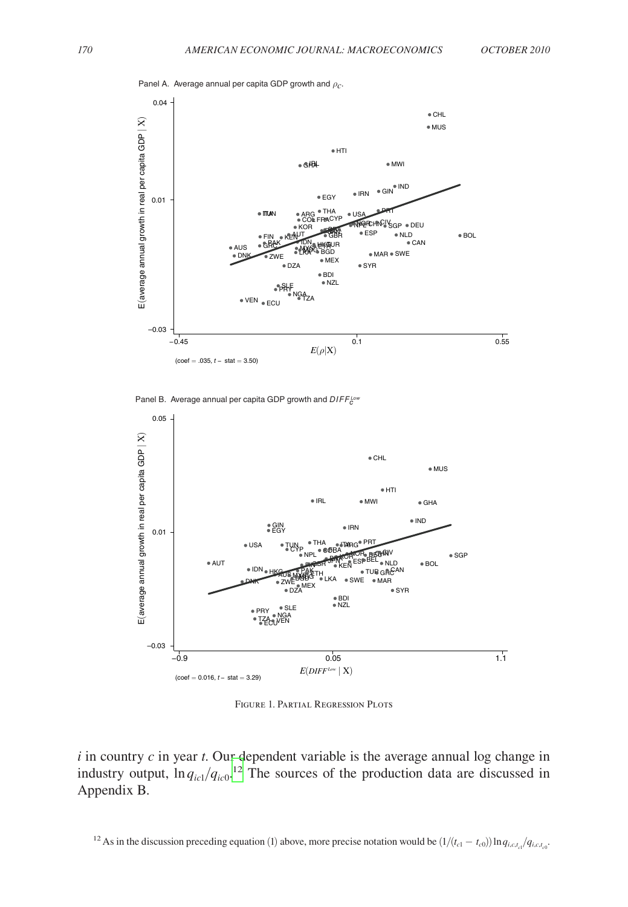Panel A. Average annual per capita GDP growth and $\rho_C$.

(coef = .035, t − stat = 3.50)

Panel B. Average annual per capita GDP growth and $DIFF_C^{Low}$

(coef = 0.016, t − stat = 3.29)

Figure 1. Partial Regression Plots

$i$ in country $c$ in year $t$. Our dependent variable is the average annual log change in industry output, $\ln q_{ic1}/q_{ic0}$.[12] The sources of the production data are discussed in Appendix B.

[12] As in the discussion preceding equation (1) above, more precise notation would be $(1/(t_{c1} - t_{c0})) \ln q_{i,c,t_{c1}}/q_{i,c,t_{c0}}$.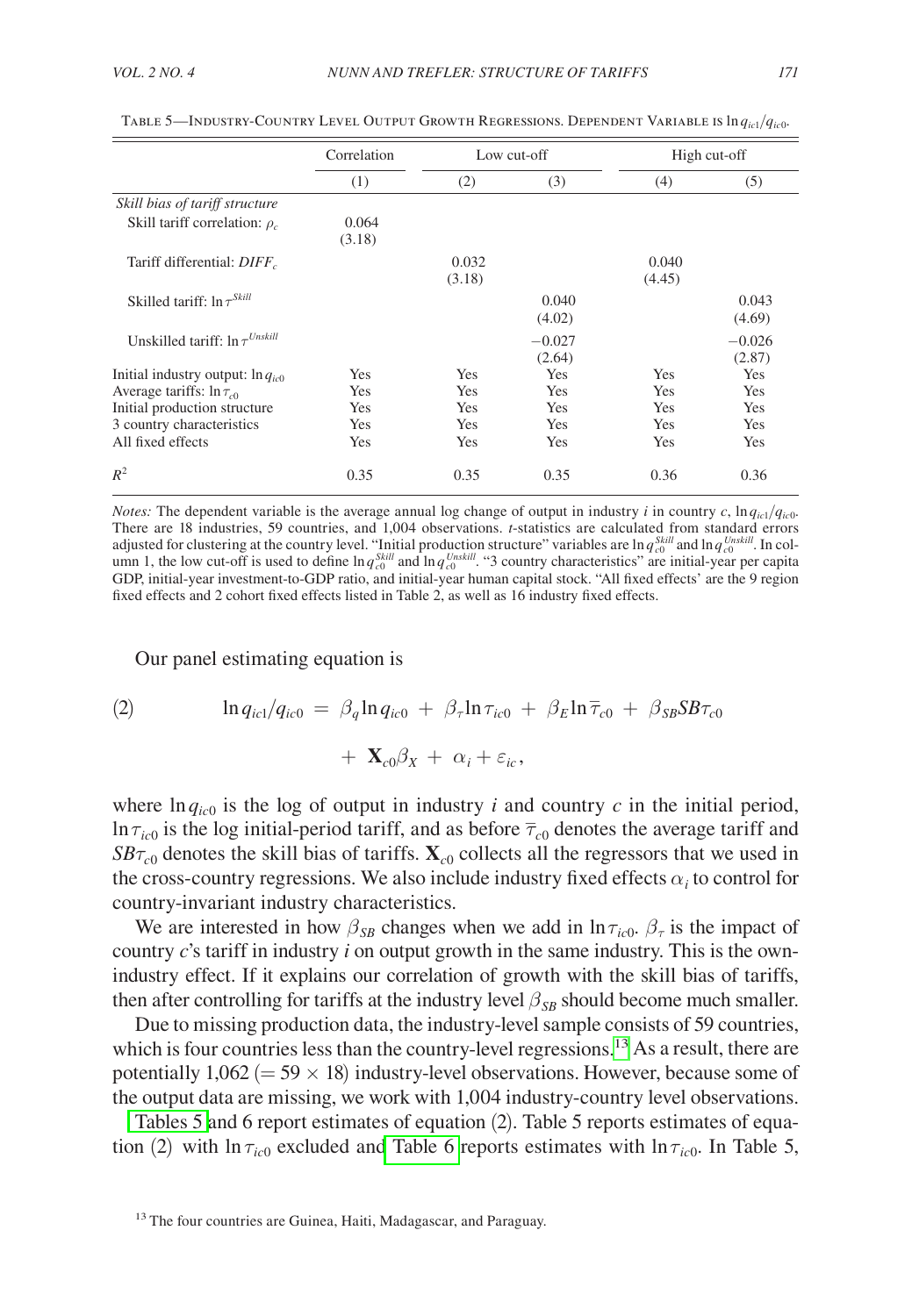Table 5—Industry-Country Level Output Growth Regressions. Dependent Variable is $\ln q_{ic1}/q_{ic0}$.

| | Correlation | Low cut-off | | High cut-off | |
|---|---|---|---|---|---|
| | (1) | (2) | (3) | (4) | (5) |
| *Skill bias of tariff structure* | | | | | |
| Skill tariff correlation: $\rho_c$ | 0.064 (3.18) | | | | |
| Tariff differential: $DIFF_c$ | | 0.032 (3.18) | | 0.040 (4.45) | |
| Skilled tariff: $\ln \tau^{Skill}$ | | | 0.040 (4.02) | | 0.043 (4.69) |
| Unskilled tariff: $\ln \tau^{Unskill}$ | | | −0.027 (2.64) | | −0.026 (2.87) |
| Initial industry output: $\ln q_{ic0}$ | Yes | Yes | Yes | Yes | Yes |
| Average tariffs: $\ln \tau_{c0}$ | Yes | Yes | Yes | Yes | Yes |
| Initial production structure | Yes | Yes | Yes | Yes | Yes |
| 3 country characteristics | Yes | Yes | Yes | Yes | Yes |
| All fixed effects | Yes | Yes | Yes | Yes | Yes |
| $R^2$ | 0.35 | 0.35 | 0.35 | 0.36 | 0.36 |

*Notes:* The dependent variable is the average annual log change of output in industry $i$ in country $c$, $\ln q_{ic1}/q_{ic0}$. There are 18 industries, 59 countries, and 1,004 observations. $t$-statistics are calculated from standard errors adjusted for clustering at the country level. "Initial production structure" variables are $\ln q_{c0}^{Skill}$ and $\ln q_{c0}^{Unskill}$. In column 1, the low cut-off is used to define $\ln q_{c0}^{Skill}$ and $\ln q_{c0}^{Unskill}$. "3 country characteristics" are initial-year per capita GDP, initial-year investment-to-GDP ratio, and initial-year human capital stock. "All fixed effects' are the 9 region fixed effects and 2 cohort fixed effects listed in Table 2, as well as 16 industry fixed effects.

Our panel estimating equation is

$$(2) \qquad \ln q_{ic1}/q_{ic0} = \beta_q \ln q_{ic0} + \beta_\tau \ln \tau_{ic0} + \beta_E \ln \overline{\tau}_{c0} + \beta_{SB} SB\tau_{c0} + \mathbf{X}_{c0}\beta_X + \alpha_i + \varepsilon_{ic},$$

where $\ln q_{ic0}$ is the log of output in industry $i$ and country $c$ in the initial period, $\ln \tau_{ic0}$ is the log initial-period tariff, and as before $\overline{\tau}_{c0}$ denotes the average tariff and $SB\tau_{c0}$ denotes the skill bias of tariffs. $\mathbf{X}_{c0}$ collects all the regressors that we used in the cross-country regressions. We also include industry fixed effects $\alpha_i$ to control for country-invariant industry characteristics.

We are interested in how $\beta_{SB}$ changes when we add in $\ln \tau_{ic0}$. $\beta_\tau$ is the impact of country $c$'s tariff in industry $i$ on output growth in the same industry. This is the own-industry effect. If it explains our correlation of growth with the skill bias of tariffs, then after controlling for tariffs at the industry level $\beta_{SB}$ should become much smaller.

Due to missing production data, the industry-level sample consists of 59 countries, which is four countries less than the country-level regressions.[13] As a result, there are potentially 1,062 ($= 59 \times 18$) industry-level observations. However, because some of the output data are missing, we work with 1,004 industry-country level observations.

Tables 5 and 6 report estimates of equation (2). Table 5 reports estimates of equation (2) with $\ln \tau_{ic0}$ excluded and Table 6 reports estimates with $\ln \tau_{ic0}$. In Table 5,

[13] The four countries are Guinea, Haiti, Madagascar, and Paraguay.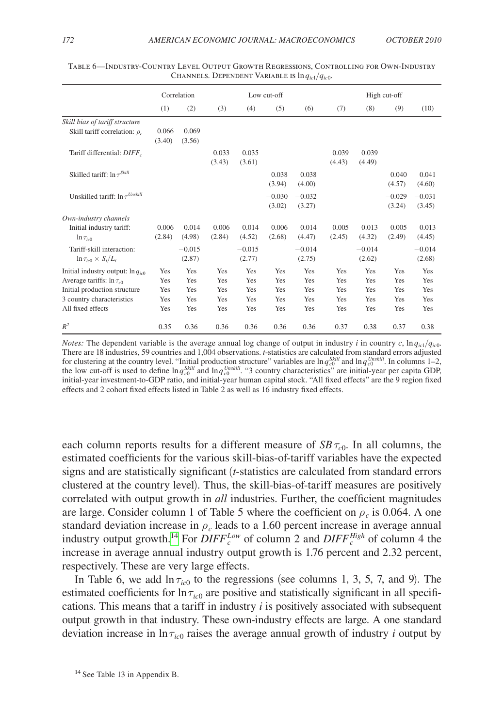Table 6—Industry-Country Level Output Growth Regressions, Controlling for Own-Industry Channels. Dependent Variable is $\ln q_{ic1}/q_{ic0}$.

| | Correlation | | Low cut-off | | | | High cut-off | | | |
|---|---|---|---|---|---|---|---|---|---|---|
| | (1) | (2) | (3) | (4) | (5) | (6) | (7) | (8) | (9) | (10) |
| *Skill bias of tariff structure* | | | | | | | | | | |
| Skill tariff correlation: $\rho_c$ | 0.066 (3.40) | 0.069 (3.56) | | | | | | | | |
| Tariff differential: $DIFF_c$ | | | 0.033 (3.43) | 0.035 (3.61) | | | 0.039 (4.43) | 0.039 (4.49) | | |
| Skilled tariff: $\ln \tau^{Skill}$ | | | | | 0.038 (3.94) | 0.038 (4.00) | | | 0.040 (4.57) | 0.041 (4.60) |
| Unskilled tariff: $\ln \tau^{Unskill}$ | | | | | −0.030 (3.02) | −0.032 (3.27) | | | −0.029 (3.24) | −0.031 (3.45) |
| *Own-industry channels* | | | | | | | | | | |
| Initial industry tariff: $\ln \tau_{ic0}$ | 0.006 (2.84) | 0.014 (4.98) | 0.006 (2.84) | 0.014 (4.52) | 0.006 (2.68) | 0.014 (4.47) | 0.005 (2.45) | 0.013 (4.32) | 0.005 (2.49) | 0.013 (4.45) |
| Tariff-skill interaction: $\ln \tau_{ic0} \times S_i/L_i$ | | −0.015 (2.87) | | −0.015 (2.77) | | −0.014 (2.75) | | −0.014 (2.62) | | −0.014 (2.68) |
| Initial industry output: $\ln q_{ic0}$ | Yes | Yes | Yes | Yes | Yes | Yes | Yes | Yes | Yes | Yes |
| Average tariffs: $\ln \tau_{c0}$ | Yes | Yes | Yes | Yes | Yes | Yes | Yes | Yes | Yes | Yes |
| Initial production structure | Yes | Yes | Yes | Yes | Yes | Yes | Yes | Yes | Yes | Yes |
| 3 country characteristics | Yes | Yes | Yes | Yes | Yes | Yes | Yes | Yes | Yes | Yes |
| All fixed effects | Yes | Yes | Yes | Yes | Yes | Yes | Yes | Yes | Yes | Yes |
| $R^2$ | 0.35 | 0.36 | 0.36 | 0.36 | 0.36 | 0.36 | 0.37 | 0.38 | 0.37 | 0.38 |

*Notes:* The dependent variable is the average annual log change of output in industry $i$ in country $c$, $\ln q_{ic1}/q_{ic0}$. There are 18 industries, 59 countries and 1,004 observations. $t$-statistics are calculated from standard errors adjusted for clustering at the country level. "Initial production structure" variables are $\ln q_{c0}^{Skill}$ and $\ln q_{c0}^{Unskill}$. In columns 1–2, the low cut-off is used to define $\ln q_{c0}^{Skill}$ and $\ln q_{c0}^{Unskill}$. "3 country characteristics" are initial-year per capita GDP, initial-year investment-to-GDP ratio, and initial-year human capital stock. "All fixed effects" are the 9 region fixed effects and 2 cohort fixed effects listed in Table 2 as well as 16 industry fixed effects.

each column reports results for a different measure of $SB\tau_{c0}$. In all columns, the estimated coefficients for the various skill-bias-of-tariff variables have the expected signs and are statistically significant ($t$-statistics are calculated from standard errors clustered at the country level). Thus, the skill-bias-of-tariff measures are positively correlated with output growth in *all* industries. Further, the coefficient magnitudes are large. Consider column 1 of Table 5 where the coefficient on $\rho_c$ is 0.064. A one standard deviation increase in $\rho_c$ leads to a 1.60 percent increase in average annual industry output growth.[14] For $DIFF_c^{Low}$ of column 2 and $DIFF_c^{High}$ of column 4 the increase in average annual industry output growth is 1.76 percent and 2.32 percent, respectively. These are very large effects.

In Table 6, we add $\ln \tau_{ic0}$ to the regressions (see columns 1, 3, 5, 7, and 9). The estimated coefficients for $\ln \tau_{ic0}$ are positive and statistically significant in all specifications. This means that a tariff in industry $i$ is positively associated with subsequent output growth in that industry. These own-industry effects are large. A one standard deviation increase in $\ln \tau_{ic0}$ raises the average annual growth of industry $i$ output by

[14] See Table 13 in Appendix B.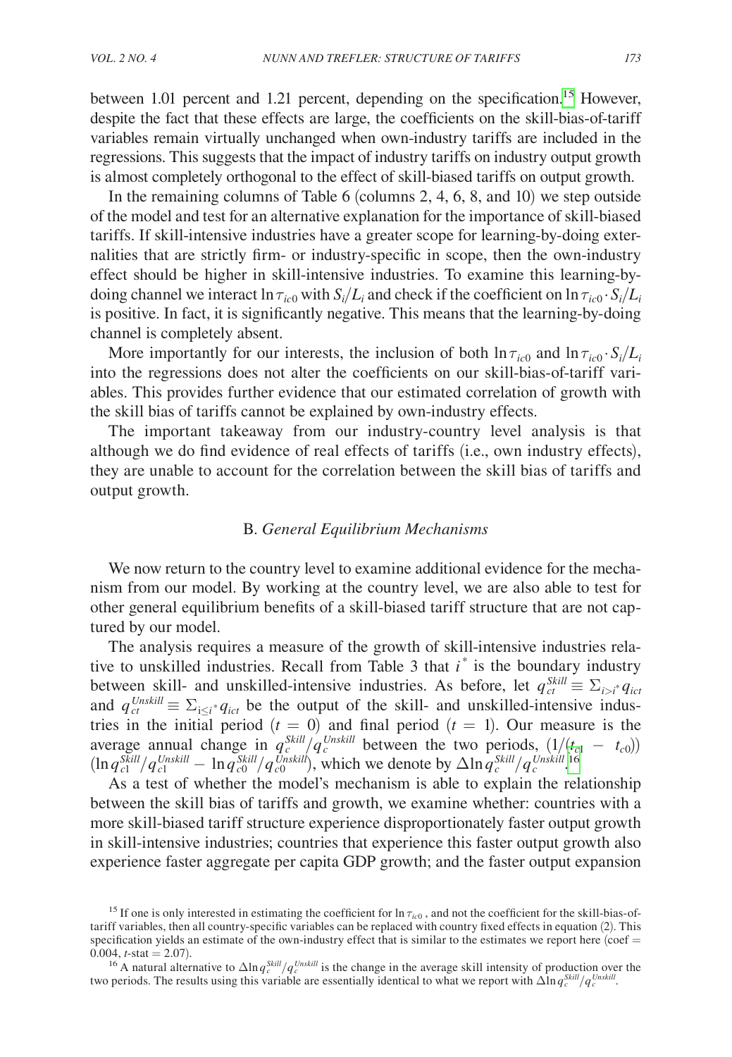between 1.01 percent and 1.21 percent, depending on the specification.[15] However, despite the fact that these effects are large, the coefficients on the skill-bias-of-tariff variables remain virtually unchanged when own-industry tariffs are included in the regressions. This suggests that the impact of industry tariffs on industry output growth is almost completely orthogonal to the effect of skill-biased tariffs on output growth.

In the remaining columns of Table 6 (columns 2, 4, 6, 8, and 10) we step outside of the model and test for an alternative explanation for the importance of skill-biased tariffs. If skill-intensive industries have a greater scope for learning-by-doing externalities that are strictly firm- or industry-specific in scope, then the own-industry effect should be higher in skill-intensive industries. To examine this learning-by-doing channel we interact $\ln \tau_{ic0}$ with $S_i/L_i$ and check if the coefficient on $\ln \tau_{ic0} \cdot S_i/L_i$ is positive. In fact, it is significantly negative. This means that the learning-by-doing channel is completely absent.

More importantly for our interests, the inclusion of both $\ln \tau_{ic0}$ and $\ln \tau_{ic0} \cdot S_i/L_i$ into the regressions does not alter the coefficients on our skill-bias-of-tariff variables. This provides further evidence that our estimated correlation of growth with the skill bias of tariffs cannot be explained by own-industry effects.

The important takeaway from our industry-country level analysis is that although we do find evidence of real effects of tariffs (i.e., own industry effects), they are unable to account for the correlation between the skill bias of tariffs and output growth.

## B. *General Equilibrium Mechanisms*

We now return to the country level to examine additional evidence for the mechanism from our model. By working at the country level, we are also able to test for other general equilibrium benefits of a skill-biased tariff structure that are not captured by our model.

The analysis requires a measure of the growth of skill-intensive industries relative to unskilled industries. Recall from Table 3 that $i^*$ is the boundary industry between skill- and unskilled-intensive industries. As before, let $q_{ct}^{Skill} \equiv \Sigma_{i>i^*} q_{ict}$ and $q_{ct}^{Unskill} \equiv \Sigma_{i \leq i^*} q_{ict}$ be the output of the skill- and unskilled-intensive industries in the initial period ($t = 0$) and final period ($t = 1$). Our measure is the average annual change in $q_c^{Skill}/q_c^{Unskill}$ between the two periods, $(1/(t_{c1} - t_{c0}))(\ln q_{c1}^{Skill}/q_{c1}^{Unskill} - \ln q_{c0}^{Skill}/q_{c0}^{Unskill})$, which we denote by $\Delta \ln q_c^{Skill}/q_c^{Unskill}$.[16]

As a test of whether the model's mechanism is able to explain the relationship between the skill bias of tariffs and growth, we examine whether: countries with a more skill-biased tariff structure experience disproportionately faster output growth in skill-intensive industries; countries that experience this faster output growth also experience faster aggregate per capita GDP growth; and the faster output expansion

[15] If one is only interested in estimating the coefficient for $\ln \tau_{ic0}$, and not the coefficient for the skill-bias-of-tariff variables, then all country-specific variables can be replaced with country fixed effects in equation (2). This specification yields an estimate of the own-industry effect that is similar to the estimates we report here (coef = 0.004, $t$-stat = 2.07).

[16] A natural alternative to $\Delta \ln q_c^{Skill}/q_c^{Unskill}$ is the change in the average skill intensity of production over the two periods. The results using this variable are essentially identical to what we report with $\Delta \ln q_c^{Skill}/q_c^{Unskill}$.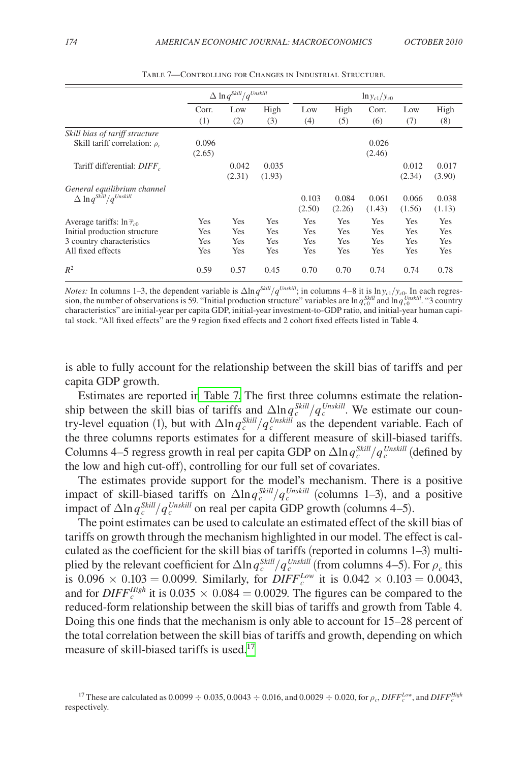Table 7—Controlling for Changes in Industrial Structure.

| | $\Delta \ln q^{Skill}/q^{Unskill}$ | | | $\ln y_{c1}/y_{c0}$ | | | | |
|---|---|---|---|---|---|---|---|---|
| | Corr. | Low | High | Low | High | Corr. | Low | High |
| | (1) | (2) | (3) | (4) | (5) | (6) | (7) | (8) |
| *Skill bias of tariff structure* | | | | | | | | |
| Skill tariff correlation: $\rho_c$ | 0.096 | | | | | 0.026 | | |
| | (2.65) | | | | | (2.46) | | |
| Tariff differential: $DIFF_c$ | | 0.042 | 0.035 | | | | 0.012 | 0.017 |
| | | (2.31) | (1.93) | | | | (2.34) | (3.90) |
| *General equilibrium channel* | | | | | | | | |
| $\Delta \ln q^{Skill}/q^{Unskill}$ | | | | 0.103 | 0.084 | 0.061 | 0.066 | 0.038 |
| | | | | (2.50) | (2.26) | (1.43) | (1.56) | (1.13) |
| Average tariffs: $\ln \overline{\tau}_{c0}$ | Yes | Yes | Yes | Yes | Yes | Yes | Yes | Yes |
| Initial production structure | Yes | Yes | Yes | Yes | Yes | Yes | Yes | Yes |
| 3 country characteristics | Yes | Yes | Yes | Yes | Yes | Yes | Yes | Yes |
| All fixed effects | Yes | Yes | Yes | Yes | Yes | Yes | Yes | Yes |
| $R^2$ | 0.59 | 0.57 | 0.45 | 0.70 | 0.70 | 0.74 | 0.74 | 0.78 |

*Notes:* In columns 1–3, the dependent variable is $\Delta \ln q^{Skill}/q^{Unskill}$; in columns 4–8 it is $\ln y_{c1}/y_{c0}$. In each regression, the number of observations is 59. "Initial production structure" variables are $\ln q_{c0}^{Skill}$ and $\ln q_{c0}^{Unskill}$. "3 country characteristics" are initial-year per capita GDP, initial-year investment-to-GDP ratio, and initial-year human capital stock. "All fixed effects" are the 9 region fixed effects and 2 cohort fixed effects listed in Table 4.

is able to fully account for the relationship between the skill bias of tariffs and per capita GDP growth.

Estimates are reported in Table 7. The first three columns estimate the relationship between the skill bias of tariffs and $\Delta \ln q_c^{Skill}/q_c^{Unskill}$. We estimate our country-level equation (1), but with $\Delta \ln q_c^{Skill}/q_c^{Unskill}$ as the dependent variable. Each of the three columns reports estimates for a different measure of skill-biased tariffs. Columns 4–5 regress growth in real per capita GDP on $\Delta \ln q_c^{Skill}/q_c^{Unskill}$ (defined by the low and high cut-off), controlling for our full set of covariates.

The estimates provide support for the model's mechanism. There is a positive impact of skill-biased tariffs on $\Delta \ln q_c^{Skill}/q_c^{Unskill}$ (columns 1–3), and a positive impact of $\Delta \ln q_c^{Skill}/q_c^{Unskill}$ on real per capita GDP growth (columns 4–5).

The point estimates can be used to calculate an estimated effect of the skill bias of tariffs on growth through the mechanism highlighted in our model. The effect is calculated as the coefficient for the skill bias of tariffs (reported in columns 1–3) multiplied by the relevant coefficient for $\Delta \ln q_c^{Skill}/q_c^{Unskill}$ (from columns 4–5). For $\rho_c$ this is $0.096 \times 0.103 = 0.0099$. Similarly, for $DIFF_c^{Low}$ it is $0.042 \times 0.103 = 0.0043$, and for $DIFF_c^{High}$ it is $0.035 \times 0.084 = 0.0029$. The figures can be compared to the reduced-form relationship between the skill bias of tariffs and growth from Table 4. Doing this one finds that the mechanism is only able to account for 15–28 percent of the total correlation between the skill bias of tariffs and growth, depending on which measure of skill-biased tariffs is used.[17]

[17] These are calculated as $0.0099 \div 0.035$, $0.0043 \div 0.016$, and $0.0029 \div 0.020$, for $\rho_c$, $DIFF_c^{Low}$, and $DIFF_c^{High}$ respectively.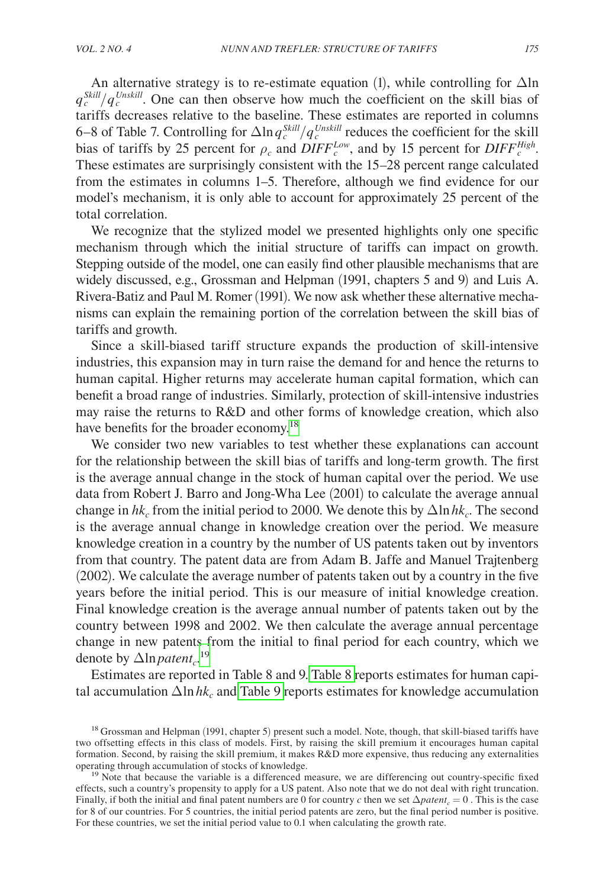An alternative strategy is to re-estimate equation (1), while controlling for $\Delta \ln q_c^{Skill}/q_c^{Unskill}$. One can then observe how much the coefficient on the skill bias of tariffs decreases relative to the baseline. These estimates are reported in columns 6–8 of Table 7. Controlling for $\Delta \ln q_c^{Skill}/q_c^{Unskill}$ reduces the coefficient for the skill bias of tariffs by 25 percent for $\rho_c$ and $DIFF_c^{Low}$, and by 15 percent for $DIFF_c^{High}$. These estimates are surprisingly consistent with the 15–28 percent range calculated from the estimates in columns 1–5. Therefore, although we find evidence for our model's mechanism, it is only able to account for approximately 25 percent of the total correlation.

We recognize that the stylized model we presented highlights only one specific mechanism through which the initial structure of tariffs can impact on growth. Stepping outside of the model, one can easily find other plausible mechanisms that are widely discussed, e.g., Grossman and Helpman (1991, chapters 5 and 9) and Luis A. Rivera-Batiz and Paul M. Romer (1991). We now ask whether these alternative mechanisms can explain the remaining portion of the correlation between the skill bias of tariffs and growth.

Since a skill-biased tariff structure expands the production of skill-intensive industries, this expansion may in turn raise the demand for and hence the returns to human capital. Higher returns may accelerate human capital formation, which can benefit a broad range of industries. Similarly, protection of skill-intensive industries may raise the returns to R&D and other forms of knowledge creation, which also have benefits for the broader economy.[18]

We consider two new variables to test whether these explanations can account for the relationship between the skill bias of tariffs and long-term growth. The first is the average annual change in the stock of human capital over the period. We use data from Robert J. Barro and Jong-Wha Lee (2001) to calculate the average annual change in $hk_c$ from the initial period to 2000. We denote this by $\Delta \ln hk_c$. The second is the average annual change in knowledge creation over the period. We measure knowledge creation in a country by the number of US patents taken out by inventors from that country. The patent data are from Adam B. Jaffe and Manuel Trajtenberg (2002). We calculate the average number of patents taken out by a country in the five years before the initial period. This is our measure of initial knowledge creation. Final knowledge creation is the average annual number of patents taken out by the country between 1998 and 2002. We then calculate the average annual percentage change in new patents from the initial to final period for each country, which we denote by $\Delta \ln patent_c$.[19]

Estimates are reported in Table 8 and 9. Table 8 reports estimates for human capital accumulation $\Delta \ln hk_c$ and Table 9 reports estimates for knowledge accumulation

[18] Grossman and Helpman (1991, chapter 5) present such a model. Note, though, that skill-biased tariffs have two offsetting effects in this class of models. First, by raising the skill premium it encourages human capital formation. Second, by raising the skill premium, it makes R&D more expensive, thus reducing any externalities operating through accumulation of stocks of knowledge.

[19] Note that because the variable is a differenced measure, we are differencing out country-specific fixed effects, such a country's propensity to apply for a US patent. Also note that we do not deal with right truncation. Finally, if both the initial and final patent numbers are 0 for country $c$ then we set $\Delta patent_c = 0$ . This is the case for 8 of our countries. For 5 countries, the initial period patents are zero, but the final period number is positive. For these countries, we set the initial period value to 0.1 when calculating the growth rate.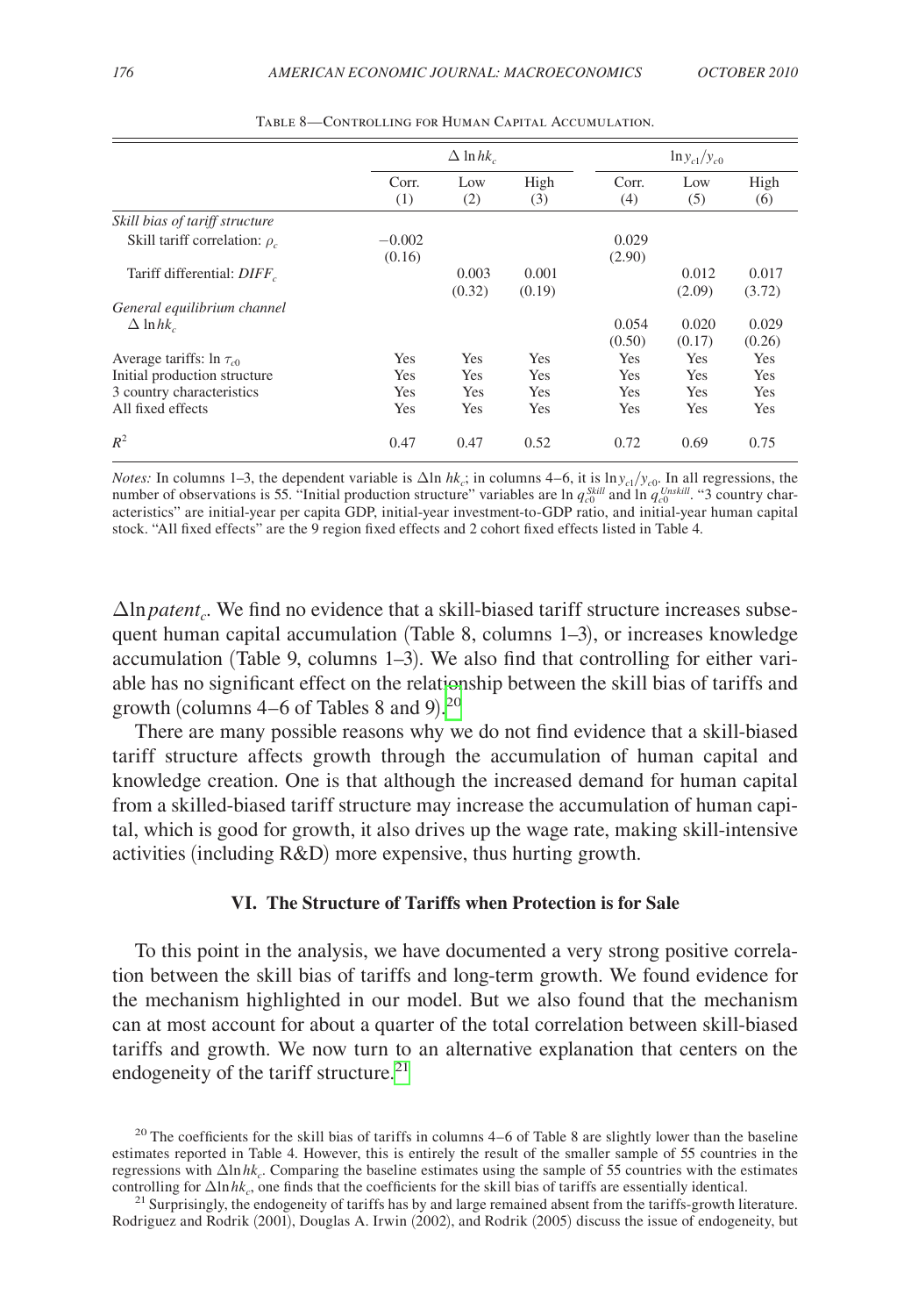Table 8—Controlling for Human Capital Accumulation.

| | $\Delta \ln hk_c$ | | | $\ln y_{c1}/y_{c0}$ | | |
|---|---|---|---|---|---|---|
| | Corr. (1) | Low (2) | High (3) | Corr. (4) | Low (5) | High (6) |
| *Skill bias of tariff structure* | | | | | | |
| Skill tariff correlation: $\rho_c$ | −0.002 | | | 0.029 | | |
| | (0.16) | | | (2.90) | | |
| Tariff differential: $DIFF_c$ | | 0.003 | 0.001 | | 0.012 | 0.017 |
| | | (0.32) | (0.19) | | (2.09) | (3.72) |
| *General equilibrium channel* | | | | | | |
| $\Delta \ln hk_c$ | | | | 0.054 | 0.020 | 0.029 |
| | | | | (0.50) | (0.17) | (0.26) |
| Average tariffs: $\ln \tau_{c0}$ | Yes | Yes | Yes | Yes | Yes | Yes |
| Initial production structure | Yes | Yes | Yes | Yes | Yes | Yes |
| 3 country characteristics | Yes | Yes | Yes | Yes | Yes | Yes |
| All fixed effects | Yes | Yes | Yes | Yes | Yes | Yes |
| $R^2$ | 0.47 | 0.47 | 0.52 | 0.72 | 0.69 | 0.75 |

*Notes:* In columns 1–3, the dependent variable is $\Delta \ln hk_c$; in columns 4–6, it is $\ln y_{c1}/y_{c0}$. In all regressions, the number of observations is 55. "Initial production structure" variables are $\ln q_{c0}^{Skill}$ and $\ln q_{c0}^{Unskill}$. "3 country characteristics" are initial-year per capita GDP, initial-year investment-to-GDP ratio, and initial-year human capital stock. "All fixed effects" are the 9 region fixed effects and 2 cohort fixed effects listed in Table 4.

$\Delta \ln patent_c$. We find no evidence that a skill-biased tariff structure increases subsequent human capital accumulation (Table 8, columns 1–3), or increases knowledge accumulation (Table 9, columns 1–3). We also find that controlling for either variable has no significant effect on the relationship between the skill bias of tariffs and growth (columns 4–6 of Tables 8 and 9).[20]

There are many possible reasons why we do not find evidence that a skill-biased tariff structure affects growth through the accumulation of human capital and knowledge creation. One is that although the increased demand for human capital from a skilled-biased tariff structure may increase the accumulation of human capital, which is good for growth, it also drives up the wage rate, making skill-intensive activities (including R&D) more expensive, thus hurting growth.

## VI. The Structure of Tariffs when Protection is for Sale

To this point in the analysis, we have documented a very strong positive correlation between the skill bias of tariffs and long-term growth. We found evidence for the mechanism highlighted in our model. But we also found that the mechanism can at most account for about a quarter of the total correlation between skill-biased tariffs and growth. We now turn to an alternative explanation that centers on the endogeneity of the tariff structure.[21]

[20] The coefficients for the skill bias of tariffs in columns 4–6 of Table 8 are slightly lower than the baseline estimates reported in Table 4. However, this is entirely the result of the smaller sample of 55 countries in the regressions with $\Delta \ln hk_c$. Comparing the baseline estimates using the sample of 55 countries with the estimates controlling for $\Delta \ln hk_c$, one finds that the coefficients for the skill bias of tariffs are essentially identical.

[21] Surprisingly, the endogeneity of tariffs has by and large remained absent from the tariffs-growth literature. Rodriguez and Rodrik (2001), Douglas A. Irwin (2002), and Rodrik (2005) discuss the issue of endogeneity, but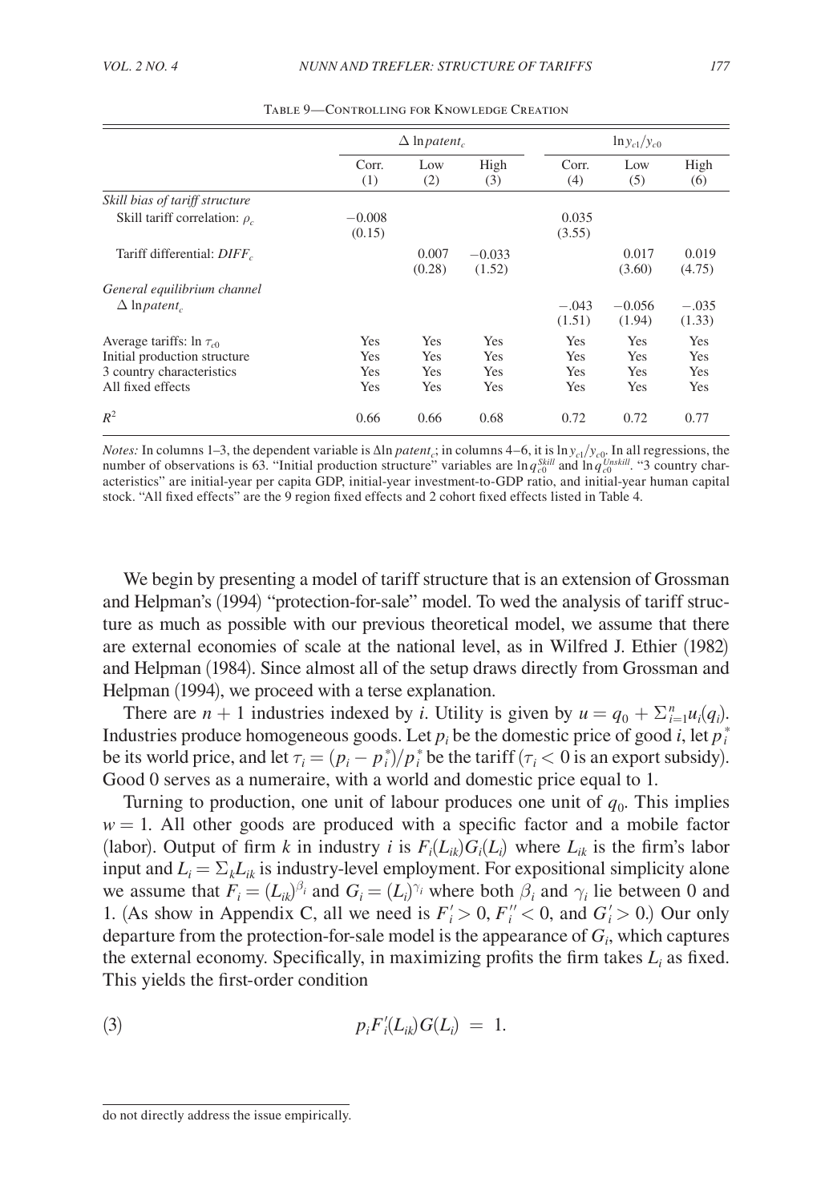Table 9—Controlling for Knowledge Creation

| | $\Delta$ ln$patent_c$ | | | $\ln y_{c1}/y_{c0}$ | | |
|---|---|---|---|---|---|---|
| | Corr. (1) | Low (2) | High (3) | Corr. (4) | Low (5) | High (6) |
| *Skill bias of tariff structure* | | | | | | |
| Skill tariff correlation: $\rho_c$ | −0.008 (0.15) | | | 0.035 (3.55) | | |
| Tariff differential: $DIFF_c$ | | 0.007 (0.28) | −0.033 (1.52) | | 0.017 (3.60) | 0.019 (4.75) |
| *General equilibrium channel* | | | | | | |
| $\Delta$ ln$patent_c$ | | | | −.043 (1.51) | −0.056 (1.94) | −.035 (1.33) |
| Average tariffs: $\ln \tau_{c0}$ | Yes | Yes | Yes | Yes | Yes | Yes |
| Initial production structure | Yes | Yes | Yes | Yes | Yes | Yes |
| 3 country characteristics | Yes | Yes | Yes | Yes | Yes | Yes |
| All fixed effects | Yes | Yes | Yes | Yes | Yes | Yes |
| $R^2$ | 0.66 | 0.66 | 0.68 | 0.72 | 0.72 | 0.77 |

*Notes:* In columns 1–3, the dependent variable is $\Delta \ln patent_c$; in columns 4–6, it is $\ln y_{c1}/y_{c0}$. In all regressions, the number of observations is 63. "Initial production structure" variables are $\ln q_{c0}^{Skill}$ and $\ln q_{c0}^{Unskill}$. "3 country characteristics" are initial-year per capita GDP, initial-year investment-to-GDP ratio, and initial-year human capital stock. "All fixed effects" are the 9 region fixed effects and 2 cohort fixed effects listed in Table 4.

We begin by presenting a model of tariff structure that is an extension of Grossman and Helpman's (1994) "protection-for-sale" model. To wed the analysis of tariff structure as much as possible with our previous theoretical model, we assume that there are external economies of scale at the national level, as in Wilfred J. Ethier (1982) and Helpman (1984). Since almost all of the setup draws directly from Grossman and Helpman (1994), we proceed with a terse explanation.

There are $n + 1$ industries indexed by $i$. Utility is given by $u = q_0 + \Sigma_{i=1}^{n} u_i(q_i)$. Industries produce homogeneous goods. Let $p_i$ be the domestic price of good $i$, let $p_i^*$ be its world price, and let $\tau_i = (p_i - p_i^*)/p_i^*$ be the tariff ($\tau_i < 0$ is an export subsidy). Good 0 serves as a numeraire, with a world and domestic price equal to 1.

Turning to production, one unit of labour produces one unit of $q_0$. This implies $w = 1$. All other goods are produced with a specific factor and a mobile factor (labor). Output of firm $k$ in industry $i$ is $F_i(L_{ik})G_i(L_i)$ where $L_{ik}$ is the firm's labor input and $L_i = \Sigma_k L_{ik}$ is industry-level employment. For expositional simplicity alone we assume that $F_i = (L_{ik})^{\beta_i}$ and $G_i = (L_i)^{\gamma_i}$ where both $\beta_i$ and $\gamma_i$ lie between 0 and 1. (As show in Appendix C, all we need is $F_i' > 0$, $F_i'' < 0$, and $G_i' > 0$.) Our only departure from the protection-for-sale model is the appearance of $G_i$, which captures the external economy. Specifically, in maximizing profits the firm takes $L_i$ as fixed. This yields the first-order condition

$$p_i F_i'(L_{ik}) G(L_i) = 1. \tag{3}$$

do not directly address the issue empirically.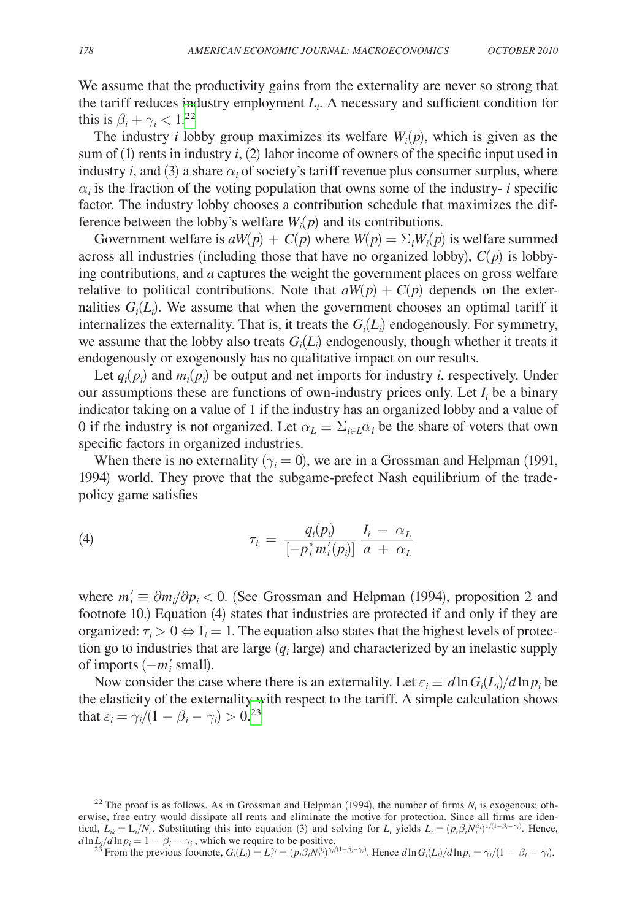We assume that the productivity gains from the externality are never so strong that the tariff reduces industry employment $L_i$. A necessary and sufficient condition for this is $\beta_i + \gamma_i < 1$.[22]

The industry $i$ lobby group maximizes its welfare $W_i(p)$, which is given as the sum of (1) rents in industry $i$, (2) labor income of owners of the specific input used in industry $i$, and (3) a share $\alpha_i$ of society's tariff revenue plus consumer surplus, where $\alpha_i$ is the fraction of the voting population that owns some of the industry- $i$ specific factor. The industry lobby chooses a contribution schedule that maximizes the difference between the lobby's welfare $W_i(p)$ and its contributions.

Government welfare is $aW(p) + C(p)$ where $W(p) = \Sigma_i W_i(p)$ is welfare summed across all industries (including those that have no organized lobby), $C(p)$ is lobbying contributions, and $a$ captures the weight the government places on gross welfare relative to political contributions. Note that $aW(p) + C(p)$ depends on the externalities $G_i(L_i)$. We assume that when the government chooses an optimal tariff it internalizes the externality. That is, it treats the $G_i(L_i)$ endogenously. For symmetry, we assume that the lobby also treats $G_i(L_i)$ endogenously, though whether it treats it endogenously or exogenously has no qualitative impact on our results.

Let $q_i(p_i)$ and $m_i(p_i)$ be output and net imports for industry $i$, respectively. Under our assumptions these are functions of own-industry prices only. Let $I_i$ be a binary indicator taking on a value of 1 if the industry has an organized lobby and a value of 0 if the industry is not organized. Let $\alpha_L \equiv \Sigma_{i \in L} \alpha_i$ be the share of voters that own specific factors in organized industries.

When there is no externality ($\gamma_i = 0$), we are in a Grossman and Helpman (1991, 1994) world. They prove that the subgame-prefect Nash equilibrium of the trade-policy game satisfies

$$\tau_i = \frac{q_i(p_i)}{[-p_i^* m_i'(p_i)]} \frac{I_i - \alpha_L}{a + \alpha_L} \tag{4}$$

where $m_i' \equiv \partial m_i / \partial p_i < 0$. (See Grossman and Helpman (1994), proposition 2 and footnote 10.) Equation (4) states that industries are protected if and only if they are organized: $\tau_i > 0 \Leftrightarrow \mathrm{I}_i = 1$. The equation also states that the highest levels of protection go to industries that are large ($q_i$ large) and characterized by an inelastic supply of imports ($-m_i'$ small).

Now consider the case where there is an externality. Let $\varepsilon_i \equiv d \ln G_i(L_i)/d \ln p_i$ be the elasticity of the externality with respect to the tariff. A simple calculation shows that $\varepsilon_i = \gamma_i/(1 - \beta_i - \gamma_i) > 0$.[23]

[22] The proof is as follows. As in Grossman and Helpman (1994), the number of firms $N_i$ is exogenous; otherwise, free entry would dissipate all rents and eliminate the motive for protection. Since all firms are identical, $L_{ik} = \mathrm{L}_i/N_i$. Substituting this into equation (3) and solving for $L_i$ yields $L_i = (p_i \beta_i N_i^{\beta_i})^{1/(1-\beta_i-\gamma_i)}$. Hence, $d \ln L_i / d \ln p_i = 1 - \beta_i - \gamma_i$, which we require to be positive.

[23] From the previous footnote, $G_i(L_i) = L_i^{\gamma_i} = (p_i \beta_i N_i^{\beta_i})^{\gamma_i/(1-\beta_i-\gamma_i)}$. Hence $d \ln G_i(L_i)/d \ln p_i = \gamma_i/(1 - \beta_i - \gamma_i)$.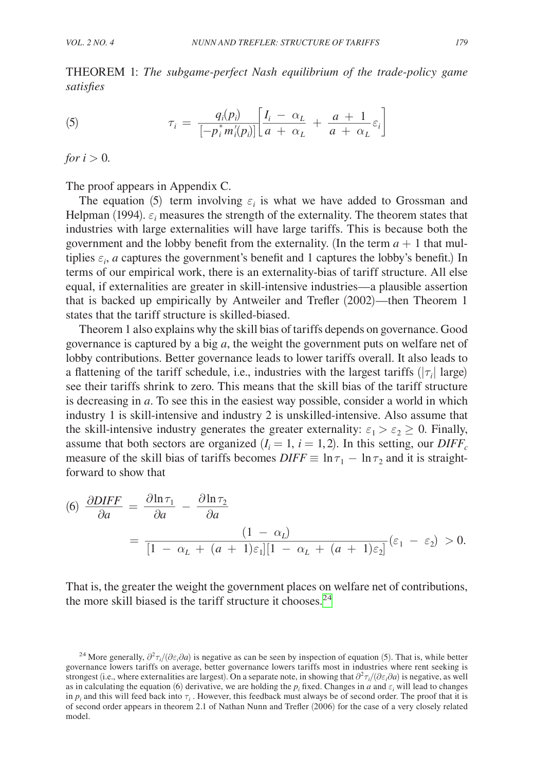THEOREM 1: *The subgame-perfect Nash equilibrium of the trade-policy game satisfies*

$$(5) \qquad \tau_i = \frac{q_i(p_i)}{[-p_i^* m_i'(p_i)]}\left[\frac{I_i - \alpha_L}{a + \alpha_L} + \frac{a+1}{a+\alpha_L}\varepsilon_i\right]$$

*for* $i > 0$.

The proof appears in Appendix C.

The equation (5) term involving $\varepsilon_i$ is what we have added to Grossman and Helpman (1994). $\varepsilon_i$ measures the strength of the externality. The theorem states that industries with large externalities will have large tariffs. This is because both the government and the lobby benefit from the externality. (In the term $a + 1$ that multiplies $\varepsilon_i$, $a$ captures the government's benefit and 1 captures the lobby's benefit.) In terms of our empirical work, there is an externality-bias of tariff structure. All else equal, if externalities are greater in skill-intensive industries—a plausible assertion that is backed up empirically by Antweiler and Trefler (2002)—then Theorem 1 states that the tariff structure is skilled-biased.

Theorem 1 also explains why the skill bias of tariffs depends on governance. Good governance is captured by a big $a$, the weight the government puts on welfare net of lobby contributions. Better governance leads to lower tariffs overall. It also leads to a flattening of the tariff schedule, i.e., industries with the largest tariffs ($|\tau_i|$ large) see their tariffs shrink to zero. This means that the skill bias of the tariff structure is decreasing in $a$. To see this in the easiest way possible, consider a world in which industry 1 is skill-intensive and industry 2 is unskilled-intensive. Also assume that the skill-intensive industry generates the greater externality: $\varepsilon_1 > \varepsilon_2 \geq 0$. Finally, assume that both sectors are organized ($I_i = 1$, $i = 1, 2$). In this setting, our $DIFF_c$ measure of the skill bias of tariffs becomes $DIFF \equiv \ln\tau_1 - \ln\tau_2$ and it is straightforward to show that

$$(6) \quad \frac{\partial DIFF}{\partial a} = \frac{\partial \ln\tau_1}{\partial a} - \frac{\partial \ln\tau_2}{\partial a}$$
$$= \frac{(1 - \alpha_L)}{[1 - \alpha_L + (a+1)\varepsilon_1][1 - \alpha_L + (a+1)\varepsilon_2]}(\varepsilon_1 - \varepsilon_2) > 0.$$

That is, the greater the weight the government places on welfare net of contributions, the more skill biased is the tariff structure it chooses.[24]

[24] More generally, $\partial^2\tau_i/(\partial\varepsilon_i\partial a)$ is negative as can be seen by inspection of equation (5). That is, while better governance lowers tariffs on average, better governance lowers tariffs most in industries where rent seeking is strongest (i.e., where externalities are largest). On a separate note, in showing that $\partial^2\tau_i/(\partial\varepsilon_i\partial a)$ is negative, as well as in calculating the equation (6) derivative, we are holding the $p_i$ fixed. Changes in $a$ and $\varepsilon_i$ will lead to changes in $p_i$ and this will feed back into $\tau_i$. However, this feedback must always be of second order. The proof that it is of second order appears in theorem 2.1 of Nathan Nunn and Trefler (2006) for the case of a very closely related model.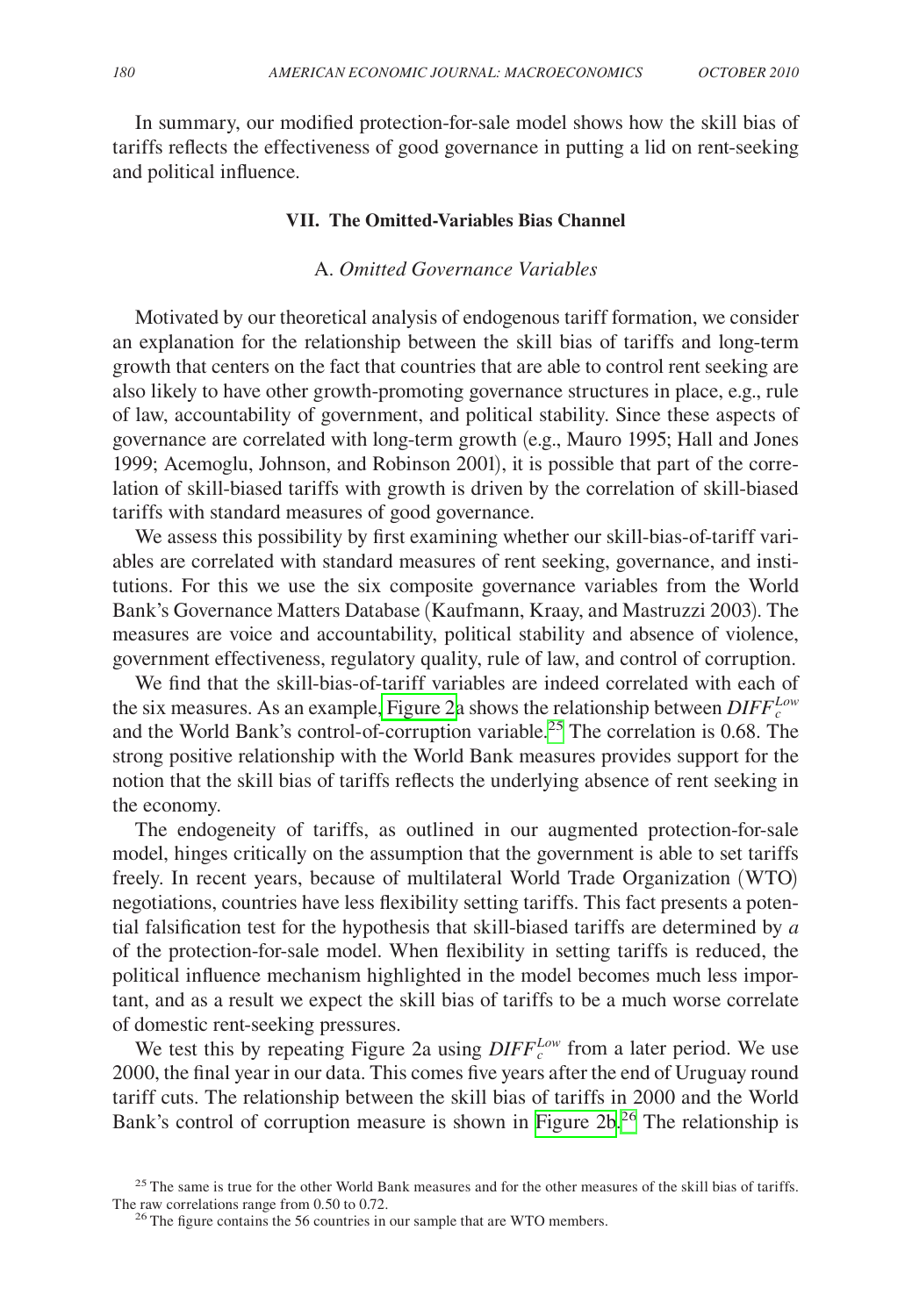In summary, our modified protection-for-sale model shows how the skill bias of tariffs reflects the effectiveness of good governance in putting a lid on rent-seeking and political influence.

## VII. The Omitted-Variables Bias Channel

### A. *Omitted Governance Variables*

Motivated by our theoretical analysis of endogenous tariff formation, we consider an explanation for the relationship between the skill bias of tariffs and long-term growth that centers on the fact that countries that are able to control rent seeking are also likely to have other growth-promoting governance structures in place, e.g., rule of law, accountability of government, and political stability. Since these aspects of governance are correlated with long-term growth (e.g., Mauro 1995; Hall and Jones 1999; Acemoglu, Johnson, and Robinson 2001), it is possible that part of the correlation of skill-biased tariffs with growth is driven by the correlation of skill-biased tariffs with standard measures of good governance.

We assess this possibility by first examining whether our skill-bias-of-tariff variables are correlated with standard measures of rent seeking, governance, and institutions. For this we use the six composite governance variables from the World Bank's Governance Matters Database (Kaufmann, Kraay, and Mastruzzi 2003). The measures are voice and accountability, political stability and absence of violence, government effectiveness, regulatory quality, rule of law, and control of corruption.

We find that the skill-bias-of-tariff variables are indeed correlated with each of the six measures. As an example, Figure 2a shows the relationship between $DIFF_c^{Low}$ and the World Bank's control-of-corruption variable.[25] The correlation is 0.68. The strong positive relationship with the World Bank measures provides support for the notion that the skill bias of tariffs reflects the underlying absence of rent seeking in the economy.

The endogeneity of tariffs, as outlined in our augmented protection-for-sale model, hinges critically on the assumption that the government is able to set tariffs freely. In recent years, because of multilateral World Trade Organization (WTO) negotiations, countries have less flexibility setting tariffs. This fact presents a potential falsification test for the hypothesis that skill-biased tariffs are determined by $a$ of the protection-for-sale model. When flexibility in setting tariffs is reduced, the political influence mechanism highlighted in the model becomes much less important, and as a result we expect the skill bias of tariffs to be a much worse correlate of domestic rent-seeking pressures.

We test this by repeating Figure 2a using $DIFF_c^{Low}$ from a later period. We use 2000, the final year in our data. This comes five years after the end of Uruguay round tariff cuts. The relationship between the skill bias of tariffs in 2000 and the World Bank's control of corruption measure is shown in Figure 2b.[26] The relationship is

[25] The same is true for the other World Bank measures and for the other measures of the skill bias of tariffs. The raw correlations range from 0.50 to 0.72.

[26] The figure contains the 56 countries in our sample that are WTO members.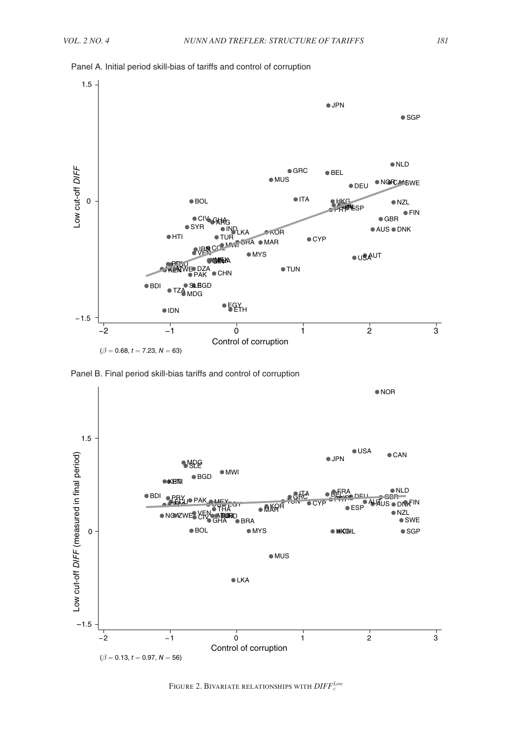Panel A. Initial period skill-bias of tariffs and control of corruption

($\beta = 0.68$, $t = 7.23$, $N = 63$)

Panel B. Final period skill-bias tariffs and control of corruption

($\beta = 0.13$, $t = 0.97$, $N = 56$)

Figure 2. Bivariate relationships with $DIFF_c^{Low}$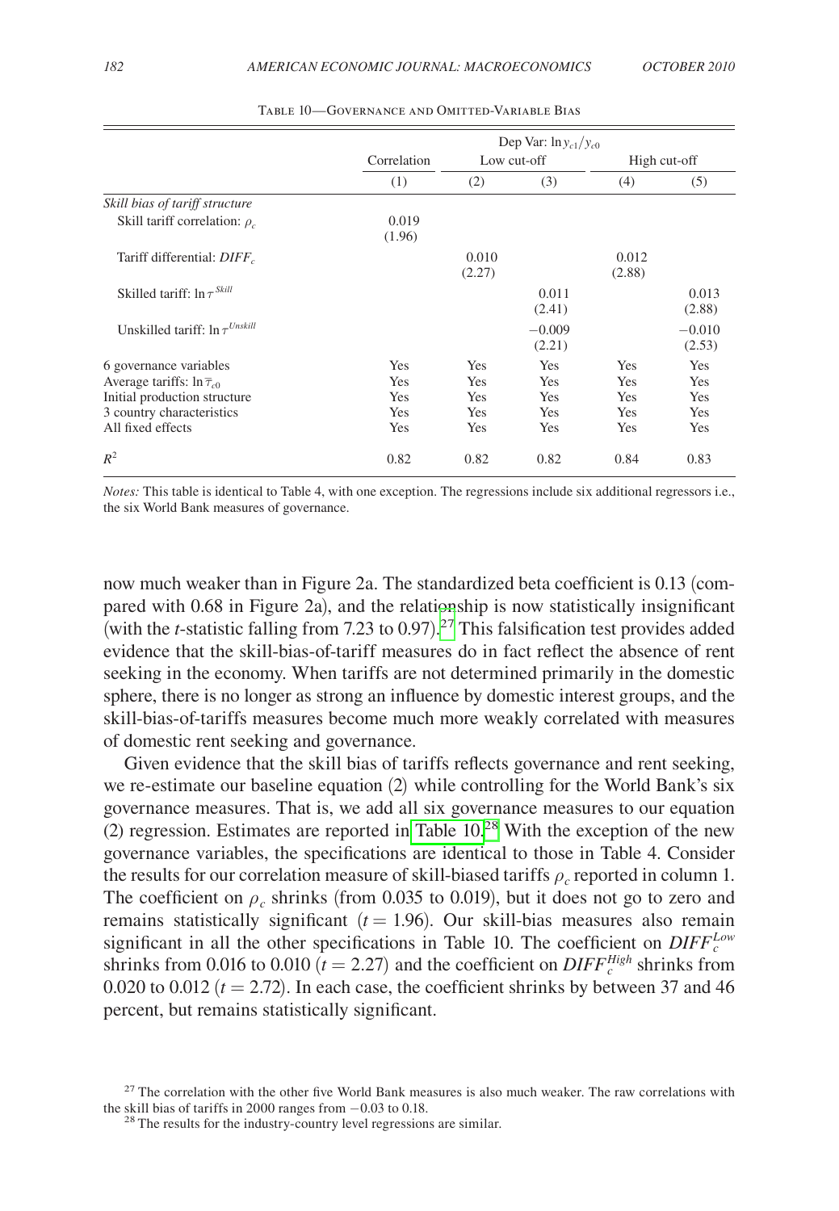Table 10—Governance and Omitted-Variable Bias

| | Dep Var: $\ln y_{c1}/y_{c0}$ | | | | |
|---|---|---|---|---|---|
| | Correlation | Low cut-off | | High cut-off | |
| | (1) | (2) | (3) | (4) | (5) |
| *Skill bias of tariff structure* | | | | | |
| Skill tariff correlation: $\rho_c$ | 0.019 | | | | |
| | (1.96) | | | | |
| Tariff differential: $DIFF_c$ | | 0.010 | | 0.012 | |
| | | (2.27) | | (2.88) | |
| Skilled tariff: $\ln \tau^{Skill}$ | | | 0.011 | | 0.013 |
| | | | (2.41) | | (2.88) |
| Unskilled tariff: $\ln \tau^{Unskill}$ | | | −0.009 | | −0.010 |
| | | | (2.21) | | (2.53) |
| 6 governance variables | Yes | Yes | Yes | Yes | Yes |
| Average tariffs: $\ln \overline{\tau}_{c0}$ | Yes | Yes | Yes | Yes | Yes |
| Initial production structure | Yes | Yes | Yes | Yes | Yes |
| 3 country characteristics | Yes | Yes | Yes | Yes | Yes |
| All fixed effects | Yes | Yes | Yes | Yes | Yes |
| $R^2$ | 0.82 | 0.82 | 0.82 | 0.84 | 0.83 |

*Notes:* This table is identical to Table 4, with one exception. The regressions include six additional regressors i.e., the six World Bank measures of governance.

now much weaker than in Figure 2a. The standardized beta coefficient is 0.13 (compared with 0.68 in Figure 2a), and the relationship is now statistically insignificant (with the $t$-statistic falling from 7.23 to 0.97).[27] This falsification test provides added evidence that the skill-bias-of-tariff measures do in fact reflect the absence of rent seeking in the economy. When tariffs are not determined primarily in the domestic sphere, there is no longer as strong an influence by domestic interest groups, and the skill-bias-of-tariffs measures become much more weakly correlated with measures of domestic rent seeking and governance.

Given evidence that the skill bias of tariffs reflects governance and rent seeking, we re-estimate our baseline equation (2) while controlling for the World Bank's six governance measures. That is, we add all six governance measures to our equation (2) regression. Estimates are reported in Table 10.[28] With the exception of the new governance variables, the specifications are identical to those in Table 4. Consider the results for our correlation measure of skill-biased tariffs $\rho_c$ reported in column 1. The coefficient on $\rho_c$ shrinks (from 0.035 to 0.019), but it does not go to zero and remains statistically significant ($t = 1.96$). Our skill-bias measures also remain significant in all the other specifications in Table 10. The coefficient on $DIFF_c^{Low}$ shrinks from 0.016 to 0.010 ($t = 2.27$) and the coefficient on $DIFF_c^{High}$ shrinks from 0.020 to 0.012 ($t = 2.72$). In each case, the coefficient shrinks by between 37 and 46 percent, but remains statistically significant.

[27] The correlation with the other five World Bank measures is also much weaker. The raw correlations with the skill bias of tariffs in 2000 ranges from −0.03 to 0.18.

[28] The results for the industry-country level regressions are similar.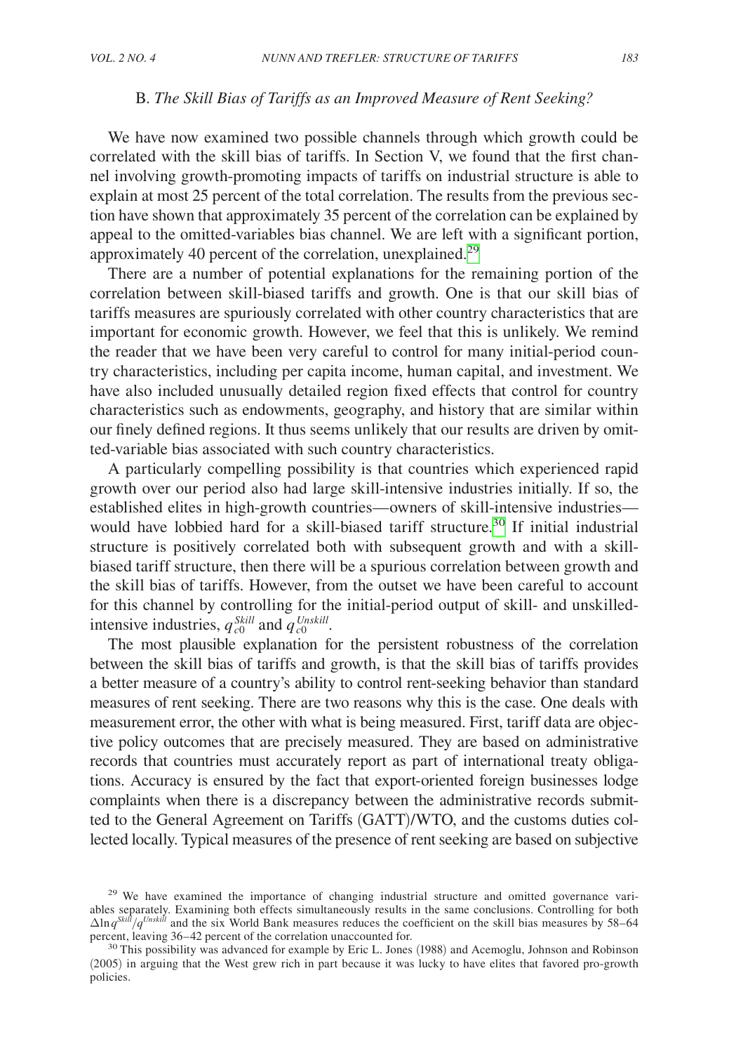### B. *The Skill Bias of Tariffs as an Improved Measure of Rent Seeking?*

We have now examined two possible channels through which growth could be correlated with the skill bias of tariffs. In Section V, we found that the first channel involving growth-promoting impacts of tariffs on industrial structure is able to explain at most 25 percent of the total correlation. The results from the previous section have shown that approximately 35 percent of the correlation can be explained by appeal to the omitted-variables bias channel. We are left with a significant portion, approximately 40 percent of the correlation, unexplained.[29]

There are a number of potential explanations for the remaining portion of the correlation between skill-biased tariffs and growth. One is that our skill bias of tariffs measures are spuriously correlated with other country characteristics that are important for economic growth. However, we feel that this is unlikely. We remind the reader that we have been very careful to control for many initial-period country characteristics, including per capita income, human capital, and investment. We have also included unusually detailed region fixed effects that control for country characteristics such as endowments, geography, and history that are similar within our finely defined regions. It thus seems unlikely that our results are driven by omitted-variable bias associated with such country characteristics.

A particularly compelling possibility is that countries which experienced rapid growth over our period also had large skill-intensive industries initially. If so, the established elites in high-growth countries—owners of skill-intensive industries—would have lobbied hard for a skill-biased tariff structure.[30] If initial industrial structure is positively correlated both with subsequent growth and with a skill-biased tariff structure, then there will be a spurious correlation between growth and the skill bias of tariffs. However, from the outset we have been careful to account for this channel by controlling for the initial-period output of skill- and unskilled-intensive industries, $q_{c0}^{Skill}$ and $q_{c0}^{Unskill}$.

The most plausible explanation for the persistent robustness of the correlation between the skill bias of tariffs and growth, is that the skill bias of tariffs provides a better measure of a country's ability to control rent-seeking behavior than standard measures of rent seeking. There are two reasons why this is the case. One deals with measurement error, the other with what is being measured. First, tariff data are objective policy outcomes that are precisely measured. They are based on administrative records that countries must accurately report as part of international treaty obligations. Accuracy is ensured by the fact that export-oriented foreign businesses lodge complaints when there is a discrepancy between the administrative records submitted to the General Agreement on Tariffs (GATT)/WTO, and the customs duties collected locally. Typical measures of the presence of rent seeking are based on subjective

[29] We have examined the importance of changing industrial structure and omitted governance variables separately. Examining both effects simultaneously results in the same conclusions. Controlling for both $\Delta \ln q^{Skill}/q^{Unskill}$ and the six World Bank measures reduces the coefficient on the skill bias measures by 58–64 percent, leaving 36–42 percent of the correlation unaccounted for.

[30] This possibility was advanced for example by Eric L. Jones (1988) and Acemoglu, Johnson and Robinson (2005) in arguing that the West grew rich in part because it was lucky to have elites that favored pro-growth policies.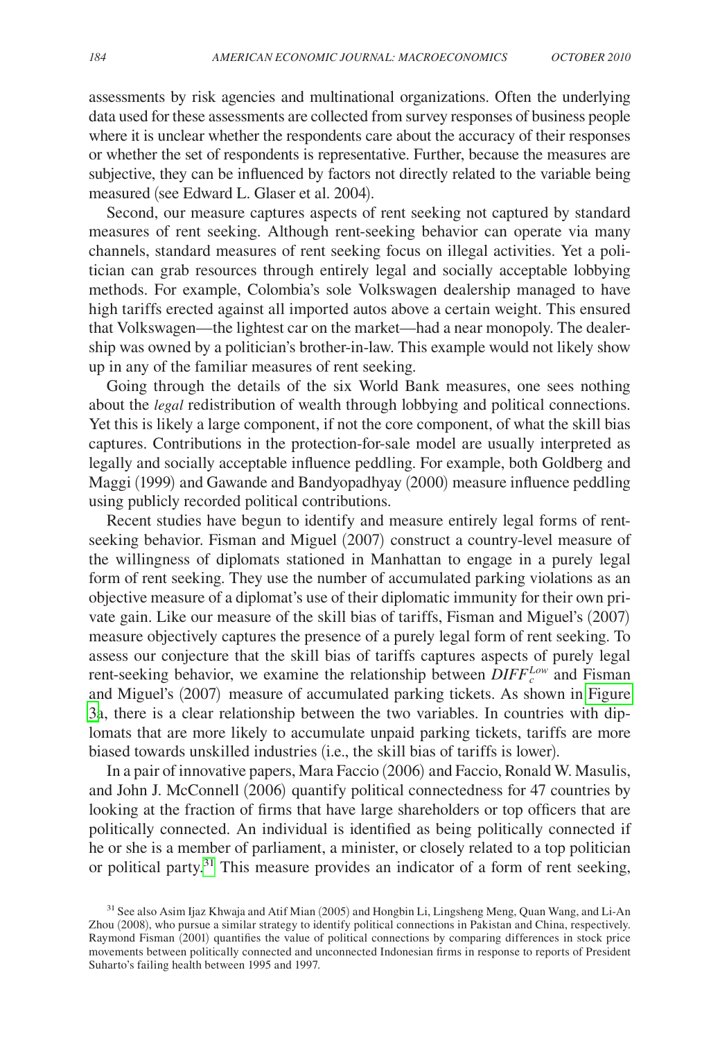assessments by risk agencies and multinational organizations. Often the underlying data used for these assessments are collected from survey responses of business people where it is unclear whether the respondents care about the accuracy of their responses or whether the set of respondents is representative. Further, because the measures are subjective, they can be influenced by factors not directly related to the variable being measured (see Edward L. Glaser et al. 2004).

Second, our measure captures aspects of rent seeking not captured by standard measures of rent seeking. Although rent-seeking behavior can operate via many channels, standard measures of rent seeking focus on illegal activities. Yet a politician can grab resources through entirely legal and socially acceptable lobbying methods. For example, Colombia's sole Volkswagen dealership managed to have high tariffs erected against all imported autos above a certain weight. This ensured that Volkswagen—the lightest car on the market—had a near monopoly. The dealership was owned by a politician's brother-in-law. This example would not likely show up in any of the familiar measures of rent seeking.

Going through the details of the six World Bank measures, one sees nothing about the *legal* redistribution of wealth through lobbying and political connections. Yet this is likely a large component, if not the core component, of what the skill bias captures. Contributions in the protection-for-sale model are usually interpreted as legally and socially acceptable influence peddling. For example, both Goldberg and Maggi (1999) and Gawande and Bandyopadhyay (2000) measure influence peddling using publicly recorded political contributions.

Recent studies have begun to identify and measure entirely legal forms of rent-seeking behavior. Fisman and Miguel (2007) construct a country-level measure of the willingness of diplomats stationed in Manhattan to engage in a purely legal form of rent seeking. They use the number of accumulated parking violations as an objective measure of a diplomat's use of their diplomatic immunity for their own private gain. Like our measure of the skill bias of tariffs, Fisman and Miguel's (2007) measure objectively captures the presence of a purely legal form of rent seeking. To assess our conjecture that the skill bias of tariffs captures aspects of purely legal rent-seeking behavior, we examine the relationship between $DIFF_c^{Low}$ and Fisman and Miguel's (2007) measure of accumulated parking tickets. As shown in Figure 3a, there is a clear relationship between the two variables. In countries with diplomats that are more likely to accumulate unpaid parking tickets, tariffs are more biased towards unskilled industries (i.e., the skill bias of tariffs is lower).

In a pair of innovative papers, Mara Faccio (2006) and Faccio, Ronald W. Masulis, and John J. McConnell (2006) quantify political connectedness for 47 countries by looking at the fraction of firms that have large shareholders or top officers that are politically connected. An individual is identified as being politically connected if he or she is a member of parliament, a minister, or closely related to a top politician or political party.[31] This measure provides an indicator of a form of rent seeking,

[31] See also Asim Ijaz Khwaja and Atif Mian (2005) and Hongbin Li, Lingsheng Meng, Quan Wang, and Li-An Zhou (2008), who pursue a similar strategy to identify political connections in Pakistan and China, respectively. Raymond Fisman (2001) quantifies the value of political connections by comparing differences in stock price movements between politically connected and unconnected Indonesian firms in response to reports of President Suharto's failing health between 1995 and 1997.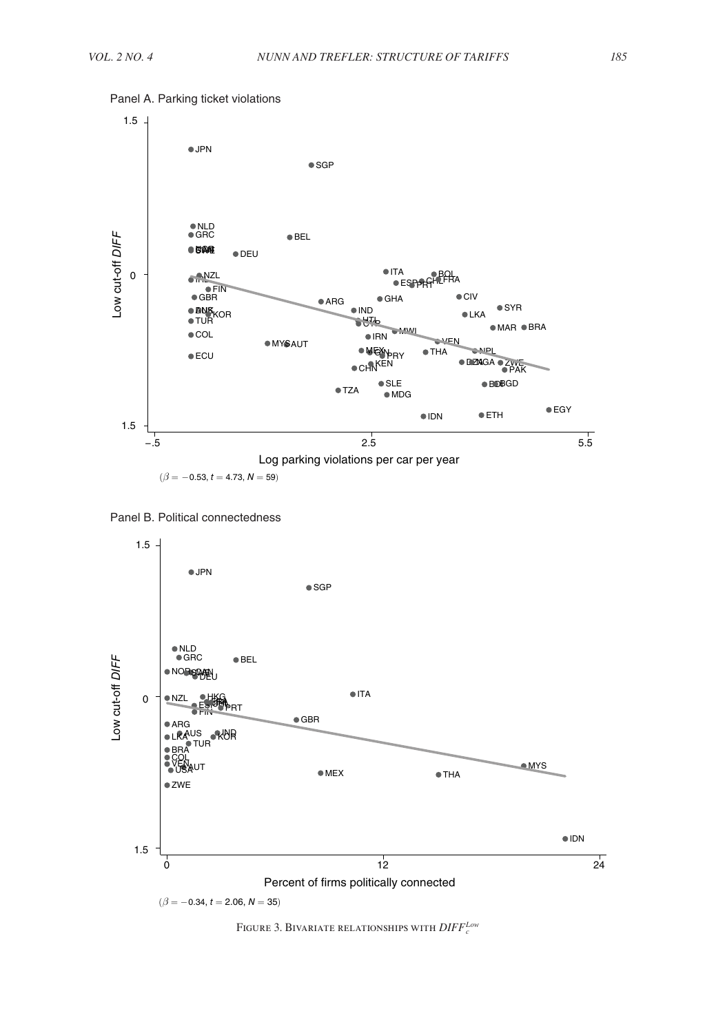Panel A. Parking ticket violations

($\beta = -0.53$, $t = 4.73$, $N = 59$)

Panel B. Political connectedness

($\beta = -0.34$, $t = 2.06$, $N = 35$)

FIGURE 3. BIVARIATE RELATIONSHIPS WITH $DIFF_c^{Low}$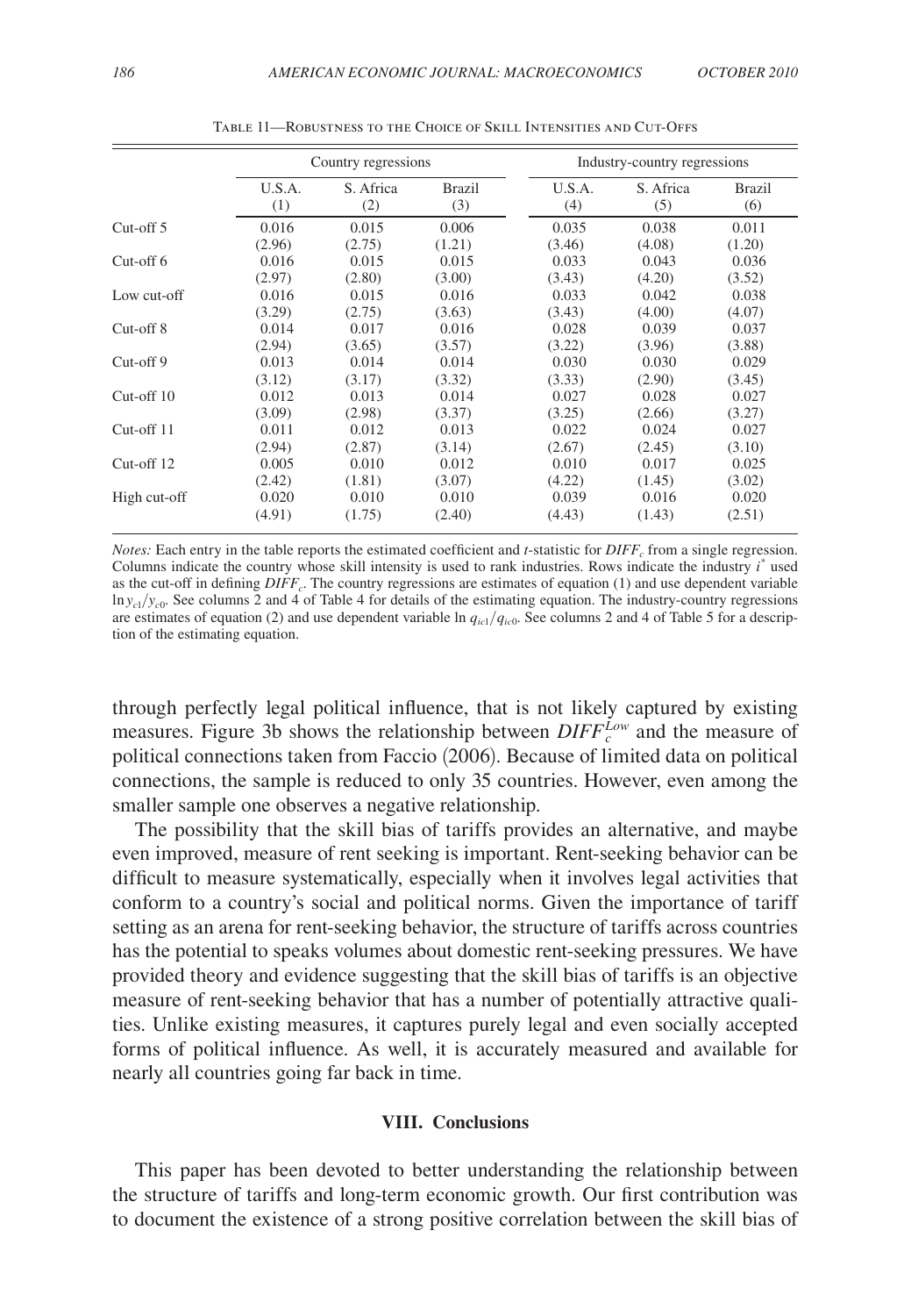Table 11—Robustness to the Choice of Skill Intensities and Cut-Offs

| | Country regressions | | | Industry-country regressions | | |
|---|---|---|---|---|---|---|
| | U.S.A. (1) | S. Africa (2) | Brazil (3) | U.S.A. (4) | S. Africa (5) | Brazil (6) |
| Cut-off 5 | 0.016 | 0.015 | 0.006 | 0.035 | 0.038 | 0.011 |
| | (2.96) | (2.75) | (1.21) | (3.46) | (4.08) | (1.20) |
| Cut-off 6 | 0.016 | 0.015 | 0.015 | 0.033 | 0.043 | 0.036 |
| | (2.97) | (2.80) | (3.00) | (3.43) | (4.20) | (3.52) |
| Low cut-off | 0.016 | 0.015 | 0.016 | 0.033 | 0.042 | 0.038 |
| | (3.29) | (2.75) | (3.63) | (3.43) | (4.00) | (4.07) |
| Cut-off 8 | 0.014 | 0.017 | 0.016 | 0.028 | 0.039 | 0.037 |
| | (2.94) | (3.65) | (3.57) | (3.22) | (3.96) | (3.88) |
| Cut-off 9 | 0.013 | 0.014 | 0.014 | 0.030 | 0.030 | 0.029 |
| | (3.12) | (3.17) | (3.32) | (3.33) | (2.90) | (3.45) |
| Cut-off 10 | 0.012 | 0.013 | 0.014 | 0.027 | 0.028 | 0.027 |
| | (3.09) | (2.98) | (3.37) | (3.25) | (2.66) | (3.27) |
| Cut-off 11 | 0.011 | 0.012 | 0.013 | 0.022 | 0.024 | 0.027 |
| | (2.94) | (2.87) | (3.14) | (2.67) | (2.45) | (3.10) |
| Cut-off 12 | 0.005 | 0.010 | 0.012 | 0.010 | 0.017 | 0.025 |
| | (2.42) | (1.81) | (3.07) | (4.22) | (1.45) | (3.02) |
| High cut-off | 0.020 | 0.010 | 0.010 | 0.039 | 0.016 | 0.020 |
| | (4.91) | (1.75) | (2.40) | (4.43) | (1.43) | (2.51) |

*Notes:* Each entry in the table reports the estimated coefficient and $t$-statistic for $DIFF_c$ from a single regression. Columns indicate the country whose skill intensity is used to rank industries. Rows indicate the industry $i^*$ used as the cut-off in defining $DIFF_c$. The country regressions are estimates of equation (1) and use dependent variable $\ln y_{c1}/y_{c0}$. See columns 2 and 4 of Table 4 for details of the estimating equation. The industry-country regressions are estimates of equation (2) and use dependent variable $\ln q_{ic1}/q_{ic0}$. See columns 2 and 4 of Table 5 for a description of the estimating equation.

through perfectly legal political influence, that is not likely captured by existing measures. Figure 3b shows the relationship between $DIFF_c^{Low}$ and the measure of political connections taken from Faccio (2006). Because of limited data on political connections, the sample is reduced to only 35 countries. However, even among the smaller sample one observes a negative relationship.

The possibility that the skill bias of tariffs provides an alternative, and maybe even improved, measure of rent seeking is important. Rent-seeking behavior can be difficult to measure systematically, especially when it involves legal activities that conform to a country's social and political norms. Given the importance of tariff setting as an arena for rent-seeking behavior, the structure of tariffs across countries has the potential to speaks volumes about domestic rent-seeking pressures. We have provided theory and evidence suggesting that the skill bias of tariffs is an objective measure of rent-seeking behavior that has a number of potentially attractive qualities. Unlike existing measures, it captures purely legal and even socially accepted forms of political influence. As well, it is accurately measured and available for nearly all countries going far back in time.

## VIII. Conclusions

This paper has been devoted to better understanding the relationship between the structure of tariffs and long-term economic growth. Our first contribution was to document the existence of a strong positive correlation between the skill bias of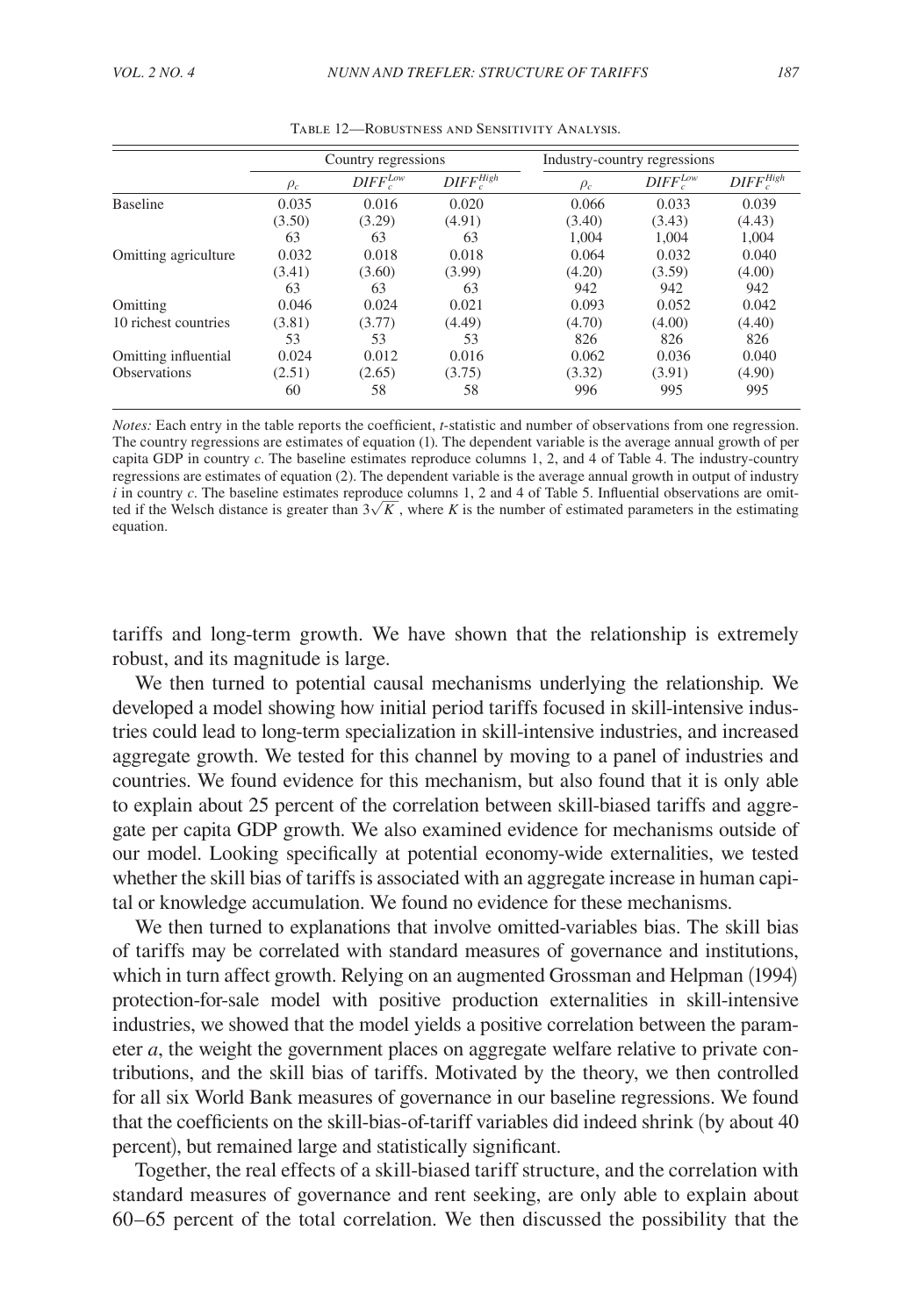Table 12—Robustness and Sensitivity Analysis.

| | Country regressions | | | Industry-country regressions | | |
|---|---|---|---|---|---|---|
| | $\rho_c$ | $DIFF_c^{Low}$ | $DIFF_c^{High}$ | $\rho_c$ | $DIFF_c^{Low}$ | $DIFF_c^{High}$ |
| Baseline | 0.035 | 0.016 | 0.020 | 0.066 | 0.033 | 0.039 |
| | (3.50) | (3.29) | (4.91) | (3.40) | (3.43) | (4.43) |
| | 63 | 63 | 63 | 1,004 | 1,004 | 1,004 |
| Omitting agriculture | 0.032 | 0.018 | 0.018 | 0.064 | 0.032 | 0.040 |
| | (3.41) | (3.60) | (3.99) | (4.20) | (3.59) | (4.00) |
| | 63 | 63 | 63 | 942 | 942 | 942 |
| Omitting 10 richest countries | 0.046 | 0.024 | 0.021 | 0.093 | 0.052 | 0.042 |
| | (3.81) | (3.77) | (4.49) | (4.70) | (4.00) | (4.40) |
| | 53 | 53 | 53 | 826 | 826 | 826 |
| Omitting influential Observations | 0.024 | 0.012 | 0.016 | 0.062 | 0.036 | 0.040 |
| | (2.51) | (2.65) | (3.75) | (3.32) | (3.91) | (4.90) |
| | 60 | 58 | 58 | 996 | 995 | 995 |

*Notes:* Each entry in the table reports the coefficient, *t*-statistic and number of observations from one regression. The country regressions are estimates of equation (1). The dependent variable is the average annual growth of per capita GDP in country *c*. The baseline estimates reproduce columns 1, 2, and 4 of Table 4. The industry-country regressions are estimates of equation (2). The dependent variable is the average annual growth in output of industry *i* in country *c*. The baseline estimates reproduce columns 1, 2 and 4 of Table 5. Influential observations are omitted if the Welsch distance is greater than $3\sqrt{K}$, where *K* is the number of estimated parameters in the estimating equation.

tariffs and long-term growth. We have shown that the relationship is extremely robust, and its magnitude is large.

We then turned to potential causal mechanisms underlying the relationship. We developed a model showing how initial period tariffs focused in skill-intensive industries could lead to long-term specialization in skill-intensive industries, and increased aggregate growth. We tested for this channel by moving to a panel of industries and countries. We found evidence for this mechanism, but also found that it is only able to explain about 25 percent of the correlation between skill-biased tariffs and aggregate per capita GDP growth. We also examined evidence for mechanisms outside of our model. Looking specifically at potential economy-wide externalities, we tested whether the skill bias of tariffs is associated with an aggregate increase in human capital or knowledge accumulation. We found no evidence for these mechanisms.

We then turned to explanations that involve omitted-variables bias. The skill bias of tariffs may be correlated with standard measures of governance and institutions, which in turn affect growth. Relying on an augmented Grossman and Helpman (1994) protection-for-sale model with positive production externalities in skill-intensive industries, we showed that the model yields a positive correlation between the parameter *a*, the weight the government places on aggregate welfare relative to private contributions, and the skill bias of tariffs. Motivated by the theory, we then controlled for all six World Bank measures of governance in our baseline regressions. We found that the coefficients on the skill-bias-of-tariff variables did indeed shrink (by about 40 percent), but remained large and statistically significant.

Together, the real effects of a skill-biased tariff structure, and the correlation with standard measures of governance and rent seeking, are only able to explain about 60–65 percent of the total correlation. We then discussed the possibility that the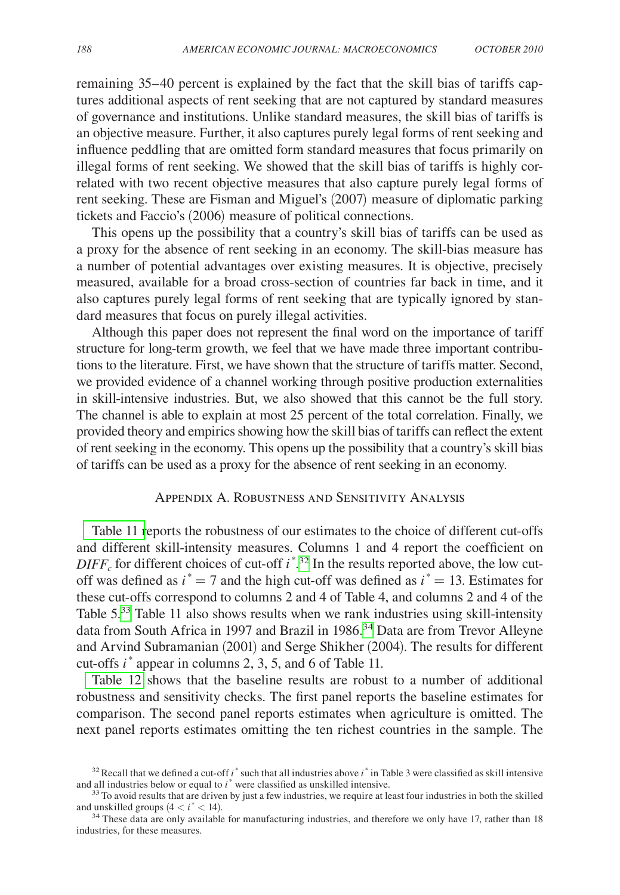remaining 35–40 percent is explained by the fact that the skill bias of tariffs captures additional aspects of rent seeking that are not captured by standard measures of governance and institutions. Unlike standard measures, the skill bias of tariffs is an objective measure. Further, it also captures purely legal forms of rent seeking and influence peddling that are omitted form standard measures that focus primarily on illegal forms of rent seeking. We showed that the skill bias of tariffs is highly correlated with two recent objective measures that also capture purely legal forms of rent seeking. These are Fisman and Miguel's (2007) measure of diplomatic parking tickets and Faccio's (2006) measure of political connections.

This opens up the possibility that a country's skill bias of tariffs can be used as a proxy for the absence of rent seeking in an economy. The skill-bias measure has a number of potential advantages over existing measures. It is objective, precisely measured, available for a broad cross-section of countries far back in time, and it also captures purely legal forms of rent seeking that are typically ignored by standard measures that focus on purely illegal activities.

Although this paper does not represent the final word on the importance of tariff structure for long-term growth, we feel that we have made three important contributions to the literature. First, we have shown that the structure of tariffs matter. Second, we provided evidence of a channel working through positive production externalities in skill-intensive industries. But, we also showed that this cannot be the full story. The channel is able to explain at most 25 percent of the total correlation. Finally, we provided theory and empirics showing how the skill bias of tariffs can reflect the extent of rent seeking in the economy. This opens up the possibility that a country's skill bias of tariffs can be used as a proxy for the absence of rent seeking in an economy.

## Appendix A. Robustness and Sensitivity Analysis

Table 11 reports the robustness of our estimates to the choice of different cut-offs and different skill-intensity measures. Columns 1 and 4 report the coefficient on $DIFF_c$ for different choices of cut-off $i^*$.[32] In the results reported above, the low cut-off was defined as $i^* = 7$ and the high cut-off was defined as $i^* = 13$. Estimates for these cut-offs correspond to columns 2 and 4 of Table 4, and columns 2 and 4 of the Table 5.[33] Table 11 also shows results when we rank industries using skill-intensity data from South Africa in 1997 and Brazil in 1986.[34] Data are from Trevor Alleyne and Arvind Subramanian (2001) and Serge Shikher (2004). The results for different cut-offs $i^*$ appear in columns 2, 3, 5, and 6 of Table 11.

Table 12 shows that the baseline results are robust to a number of additional robustness and sensitivity checks. The first panel reports the baseline estimates for comparison. The second panel reports estimates when agriculture is omitted. The next panel reports estimates omitting the ten richest countries in the sample. The

[32] Recall that we defined a cut-off $i^*$ such that all industries above $i^*$ in Table 3 were classified as skill intensive and all industries below or equal to $i^*$ were classified as unskilled intensive.

[33] To avoid results that are driven by just a few industries, we require at least four industries in both the skilled and unskilled groups $(4 < i^* < 14)$.

[34] These data are only available for manufacturing industries, and therefore we only have 17, rather than 18 industries, for these measures.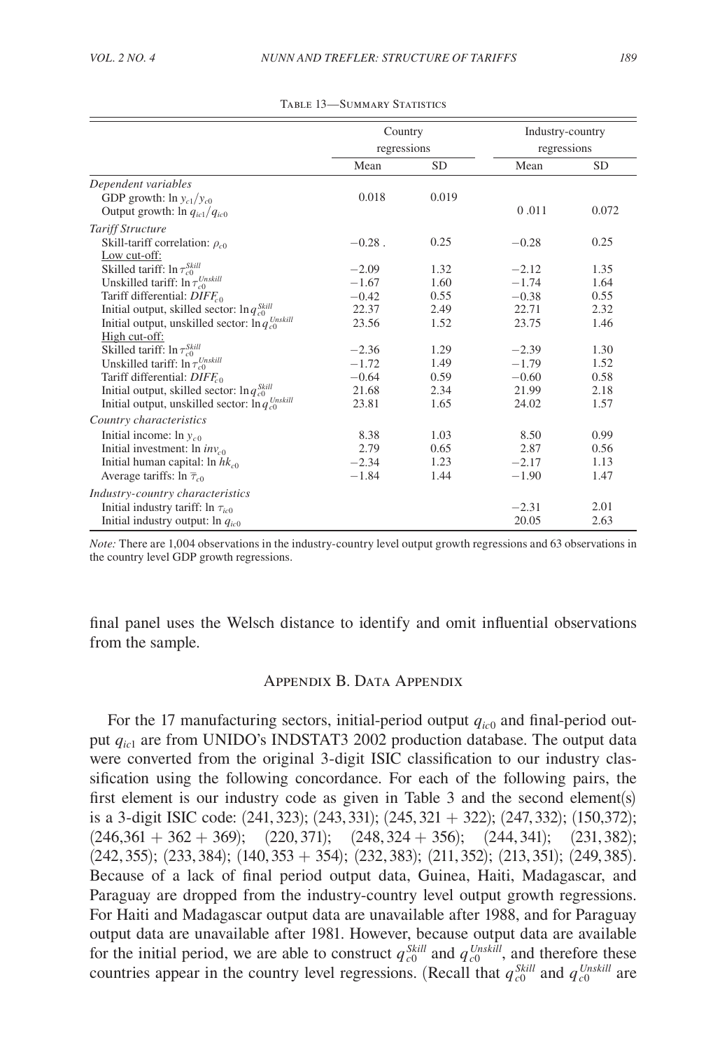Table 13—Summary Statistics

| | Country regressions | | Industry-country regressions | |
|---|---|---|---|---|
| | Mean | SD | Mean | SD |
| *Dependent variables* | | | | |
| GDP growth: $\ln y_{c1}/y_{c0}$ | 0.018 | 0.019 | | |
| Output growth: $\ln q_{ic1}/q_{ic0}$ | | | 0 .011 | 0.072 |
| *Tariff Structure* | | | | |
| Skill-tariff correlation: $\rho_{c0}$ | −0.28 . | 0.25 | −0.28 | 0.25 |
| Low cut-off: | | | | |
| Skilled tariff: $\ln \tau_{c0}^{Skill}$ | −2.09 | 1.32 | −2.12 | 1.35 |
| Unskilled tariff: $\ln \tau_{c0}^{Unskill}$ | −1.67 | 1.60 | −1.74 | 1.64 |
| Tariff differential: $DIFF_{c0}$ | −0.42 | 0.55 | −0.38 | 0.55 |
| Initial output, skilled sector: $\ln q_{c0}^{Skill}$ | 22.37 | 2.49 | 22.71 | 2.32 |
| Initial output, unskilled sector: $\ln q_{c0}^{Unskill}$ | 23.56 | 1.52 | 23.75 | 1.46 |
| High cut-off: | | | | |
| Skilled tariff: $\ln \tau_{c0}^{Skill}$ | −2.36 | 1.29 | −2.39 | 1.30 |
| Unskilled tariff: $\ln \tau_{c0}^{Unskill}$ | −1.72 | 1.49 | −1.79 | 1.52 |
| Tariff differential: $DIFF_{c0}$ | −0.64 | 0.59 | −0.60 | 0.58 |
| Initial output, skilled sector: $\ln q_{c0}^{Skill}$ | 21.68 | 2.34 | 21.99 | 2.18 |
| Initial output, unskilled sector: $\ln q_{c0}^{Unskill}$ | 23.81 | 1.65 | 24.02 | 1.57 |
| *Country characteristics* | | | | |
| Initial income: $\ln y_{c0}$ | 8.38 | 1.03 | 8.50 | 0.99 |
| Initial investment: $\ln inv_{c0}$ | 2.79 | 0.65 | 2.87 | 0.56 |
| Initial human capital: $\ln hk_{c0}$ | −2.34 | 1.23 | −2.17 | 1.13 |
| Average tariffs: $\ln \overline{\tau}_{c0}$ | −1.84 | 1.44 | −1.90 | 1.47 |
| *Industry-country characteristics* | | | | |
| Initial industry tariff: $\ln \tau_{ic0}$ | | | −2.31 | 2.01 |
| Initial industry output: $\ln q_{ic0}$ | | | 20.05 | 2.63 |

*Note:* There are 1,004 observations in the industry-country level output growth regressions and 63 observations in the country level GDP growth regressions.

final panel uses the Welsch distance to identify and omit influential observations from the sample.

## Appendix B. Data Appendix

For the 17 manufacturing sectors, initial-period output $q_{ic0}$ and final-period output $q_{ic1}$ are from UNIDO's INDSTAT3 2002 production database. The output data were converted from the original 3-digit ISIC classification to our industry classification using the following concordance. For each of the following pairs, the first element is our industry code as given in Table 3 and the second element(s) is a 3-digit ISIC code: (241, 323); (243, 331); (245, 321 + 322); (247, 332); (150,372); (246,361 + 362 + 369); (220, 371); (248, 324 + 356); (244, 341); (231, 382); (242, 355); (233, 384); (140, 353 + 354); (232, 383); (211, 352); (213, 351); (249, 385). Because of a lack of final period output data, Guinea, Haiti, Madagascar, and Paraguay are dropped from the industry-country level output growth regressions. For Haiti and Madagascar output data are unavailable after 1988, and for Paraguay output data are unavailable after 1981. However, because output data are available for the initial period, we are able to construct $q_{c0}^{Skill}$ and $q_{c0}^{Unskill}$, and therefore these countries appear in the country level regressions. (Recall that $q_{c0}^{Skill}$ and $q_{c0}^{Unskill}$ are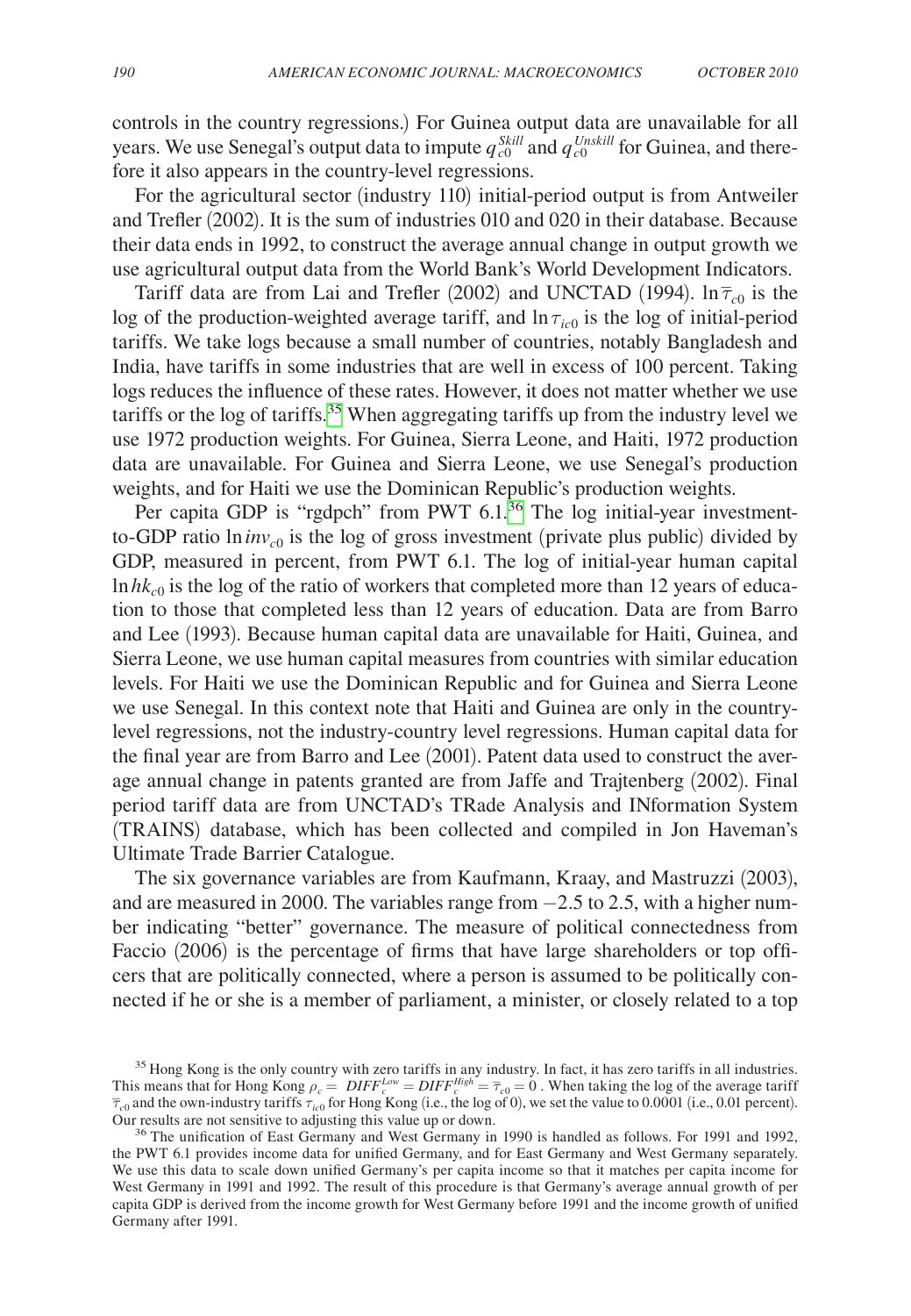controls in the country regressions.) For Guinea output data are unavailable for all years. We use Senegal's output data to impute $q_{c0}^{Skill}$ and $q_{c0}^{Unskill}$ for Guinea, and therefore it also appears in the country-level regressions.

For the agricultural sector (industry 110) initial-period output is from Antweiler and Trefler (2002). It is the sum of industries 010 and 020 in their database. Because their data ends in 1992, to construct the average annual change in output growth we use agricultural output data from the World Bank's World Development Indicators.

Tariff data are from Lai and Trefler (2002) and UNCTAD (1994). $\ln \overline{\tau}_{c0}$ is the log of the production-weighted average tariff, and $\ln \tau_{ic0}$ is the log of initial-period tariffs. We take logs because a small number of countries, notably Bangladesh and India, have tariffs in some industries that are well in excess of 100 percent. Taking logs reduces the influence of these rates. However, it does not matter whether we use tariffs or the log of tariffs.[35] When aggregating tariffs up from the industry level we use 1972 production weights. For Guinea, Sierra Leone, and Haiti, 1972 production data are unavailable. For Guinea and Sierra Leone, we use Senegal's production weights, and for Haiti we use the Dominican Republic's production weights.

Per capita GDP is "rgdpch" from PWT 6.1.[36] The log initial-year investment-to-GDP ratio $\ln inv_{c0}$ is the log of gross investment (private plus public) divided by GDP, measured in percent, from PWT 6.1. The log of initial-year human capital $\ln hk_{c0}$ is the log of the ratio of workers that completed more than 12 years of education to those that completed less than 12 years of education. Data are from Barro and Lee (1993). Because human capital data are unavailable for Haiti, Guinea, and Sierra Leone, we use human capital measures from countries with similar education levels. For Haiti we use the Dominican Republic and for Guinea and Sierra Leone we use Senegal. In this context note that Haiti and Guinea are only in the country-level regressions, not the industry-country level regressions. Human capital data for the final year are from Barro and Lee (2001). Patent data used to construct the average annual change in patents granted are from Jaffe and Trajtenberg (2002). Final period tariff data are from UNCTAD's TRade Analysis and INformation System (TRAINS) database, which has been collected and compiled in Jon Haveman's Ultimate Trade Barrier Catalogue.

The six governance variables are from Kaufmann, Kraay, and Mastruzzi (2003), and are measured in 2000. The variables range from $-2.5$ to 2.5, with a higher number indicating "better" governance. The measure of political connectedness from Faccio (2006) is the percentage of firms that have large shareholders or top officers that are politically connected, where a person is assumed to be politically connected if he or she is a member of parliament, a minister, or closely related to a top

[35] Hong Kong is the only country with zero tariffs in any industry. In fact, it has zero tariffs in all industries. This means that for Hong Kong $\rho_c = DIFF_c^{Low} = DIFF_c^{High} = \overline{\tau}_{c0} = 0$. When taking the log of the average tariff $\overline{\tau}_{c0}$ and the own-industry tariffs $\tau_{ic0}$ for Hong Kong (i.e., the log of 0), we set the value to 0.0001 (i.e., 0.01 percent). Our results are not sensitive to adjusting this value up or down.

[36] The unification of East Germany and West Germany in 1990 is handled as follows. For 1991 and 1992, the PWT 6.1 provides income data for unified Germany, and for East Germany and West Germany separately. We use this data to scale down unified Germany's per capita income so that it matches per capita income for West Germany in 1991 and 1992. The result of this procedure is that Germany's average annual growth of per capita GDP is derived from the income growth for West Germany before 1991 and the income growth of unified Germany after 1991.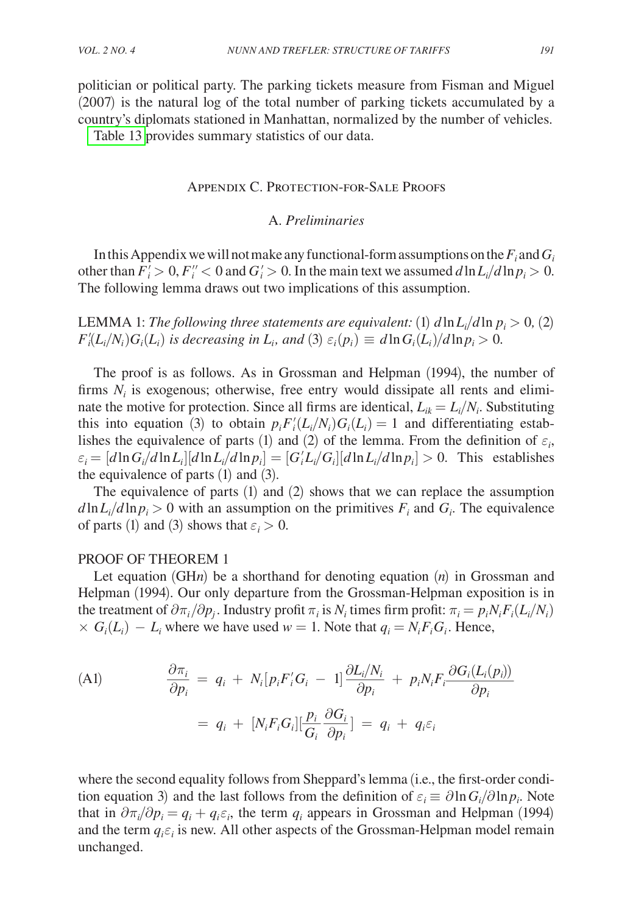politician or political party. The parking tickets measure from Fisman and Miguel (2007) is the natural log of the total number of parking tickets accumulated by a country's diplomats stationed in Manhattan, normalized by the number of vehicles.

Table 13 provides summary statistics of our data.

## Appendix C. Protection-for-Sale Proofs

### A. *Preliminaries*

In this Appendix we will not make any functional-form assumptions on the $F_i$ and $G_i$ other than $F_i' > 0$, $F_i'' < 0$ and $G_i' > 0$. In the main text we assumed $d\ln L_i/d\ln p_i > 0$. The following lemma draws out two implications of this assumption.

LEMMA 1: *The following three statements are equivalent:* (1) $d\ln L_i/d\ln p_i > 0$, (2) $F_i'(L_i/N_i)G_i(L_i)$ *is decreasing in* $L_i$, *and* (3) $\varepsilon_i(p_i) \equiv d\ln G_i(L_i)/d\ln p_i > 0$.

The proof is as follows. As in Grossman and Helpman (1994), the number of firms $N_i$ is exogenous; otherwise, free entry would dissipate all rents and eliminate the motive for protection. Since all firms are identical, $L_{ik} = L_i/N_i$. Substituting this into equation (3) to obtain $p_i F_i'(L_i/N_i)G_i(L_i) = 1$ and differentiating establishes the equivalence of parts (1) and (2) of the lemma. From the definition of $\varepsilon_i$, $\varepsilon_i = [d\ln G_i/d\ln L_i][d\ln L_i/d\ln p_i] = [G_i' L_i/G_i][d\ln L_i/d\ln p_i] > 0$. This establishes the equivalence of parts (1) and (3).

The equivalence of parts (1) and (2) shows that we can replace the assumption $d\ln L_i/d\ln p_i > 0$ with an assumption on the primitives $F_i$ and $G_i$. The equivalence of parts (1) and (3) shows that $\varepsilon_i > 0$.

PROOF OF THEOREM 1

Let equation (GH$n$) be a shorthand for denoting equation ($n$) in Grossman and Helpman (1994). Our only departure from the Grossman-Helpman exposition is in the treatment of $\partial \pi_i/\partial p_j$. Industry profit $\pi_i$ is $N_i$ times firm profit: $\pi_i = p_i N_i F_i(L_i/N_i) \times G_i(L_i) - L_i$ where we have used $w = 1$. Note that $q_i = N_i F_i G_i$. Hence,

$$
\text{(A1)} \qquad \frac{\partial \pi_i}{\partial p_i} = q_i + N_i[p_i F_i' G_i - 1]\frac{\partial L_i/N_i}{\partial p_i} + p_i N_i F_i \frac{\partial G_i(L_i(p_i))}{\partial p_i}
$$

$$
= q_i + [N_i F_i G_i][\frac{p_i}{G_i}\frac{\partial G_i}{\partial p_i}] = q_i + q_i \varepsilon_i
$$

where the second equality follows from Sheppard's lemma (i.e., the first-order condition equation 3) and the last follows from the definition of $\varepsilon_i \equiv \partial \ln G_i/\partial \ln p_i$. Note that in $\partial \pi_i/\partial p_i = q_i + q_i\varepsilon_i$, the term $q_i$ appears in Grossman and Helpman (1994) and the term $q_i\varepsilon_i$ is new. All other aspects of the Grossman-Helpman model remain unchanged.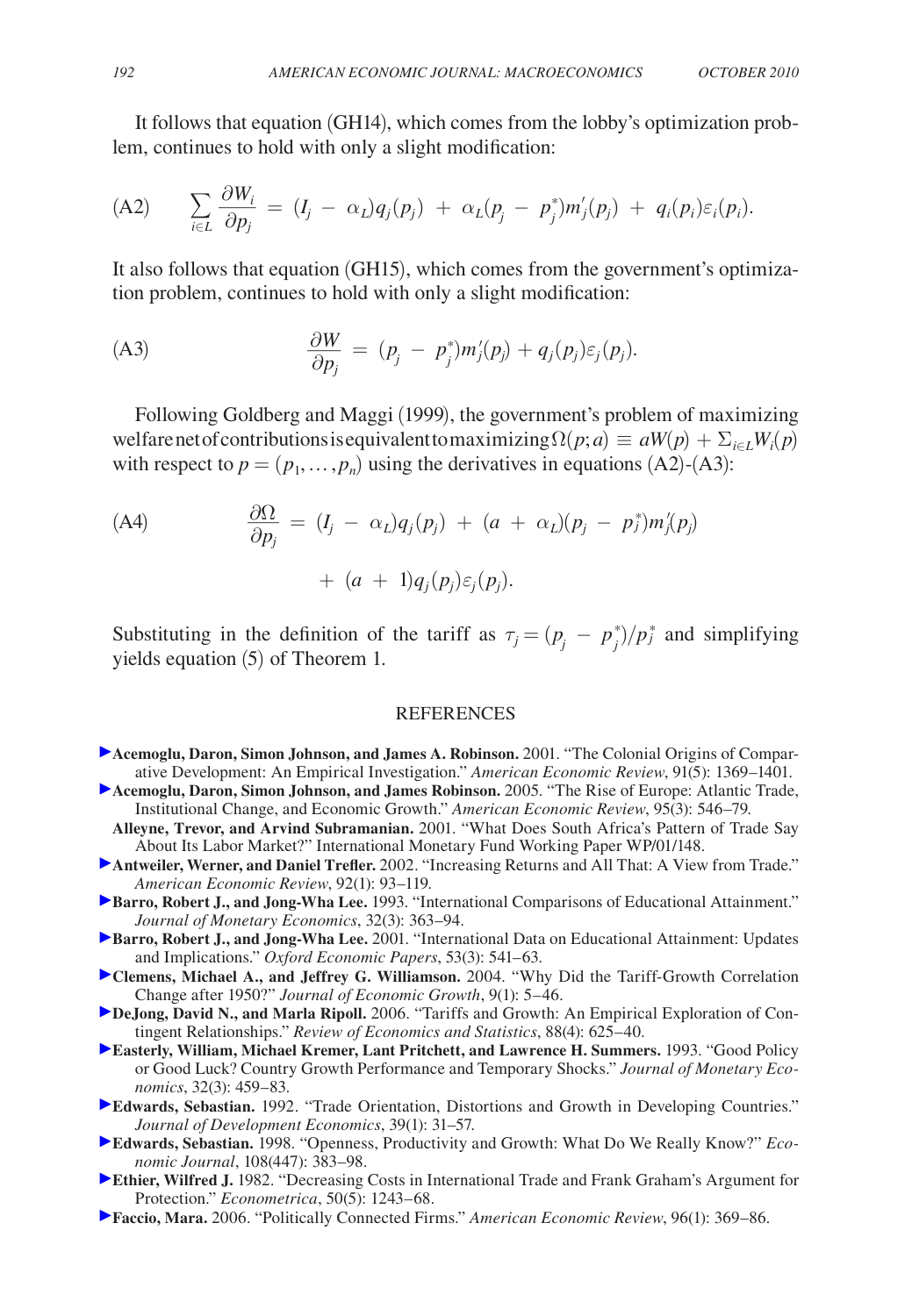It follows that equation (GH14), which comes from the lobby's optimization problem, continues to hold with only a slight modification:

$$\text{(A2)} \qquad \sum_{i \in L} \frac{\partial W_i}{\partial p_j} = (I_j - \alpha_L) q_j(p_j) + \alpha_L (p_j - p_j^*) m_j'(p_j) + q_i(p_i) \varepsilon_i(p_i).$$

It also follows that equation (GH15), which comes from the government's optimization problem, continues to hold with only a slight modification:

$$\text{(A3)} \qquad \frac{\partial W}{\partial p_j} = (p_j - p_j^*) m_j'(p_j) + q_j(p_j) \varepsilon_j(p_j).$$

Following Goldberg and Maggi (1999), the government's problem of maximizing welfare net of contributions is equivalent to maximizing $\Omega(p; a) \equiv aW(p) + \Sigma_{i \in L} W_i(p)$ with respect to $p = (p_1, \ldots, p_n)$ using the derivatives in equations (A2)-(A3):

$$\text{(A4)} \qquad \frac{\partial \Omega}{\partial p_j} = (I_j - \alpha_L) q_j(p_j) + (a + \alpha_L)(p_j - p_j^*) m_j'(p_j) + (a + 1) q_j(p_j) \varepsilon_j(p_j).$$

Substituting in the definition of the tariff as $\tau_j = (p_j - p_j^*)/p_j^*$ and simplifying yields equation (5) of Theorem 1.

## REFERENCES

**Acemoglu, Daron, Simon Johnson, and James A. Robinson.** 2001. "The Colonial Origins of Comparative Development: An Empirical Investigation." *American Economic Review*, 91(5): 1369–1401.

**Acemoglu, Daron, Simon Johnson, and James Robinson.** 2005. "The Rise of Europe: Atlantic Trade, Institutional Change, and Economic Growth." *American Economic Review*, 95(3): 546–79.

**Alleyne, Trevor, and Arvind Subramanian.** 2001. "What Does South Africa's Pattern of Trade Say About Its Labor Market?" International Monetary Fund Working Paper WP/01/148.

**Antweiler, Werner, and Daniel Trefler.** 2002. "Increasing Returns and All That: A View from Trade." *American Economic Review*, 92(1): 93–119.

**Barro, Robert J., and Jong-Wha Lee.** 1993. "International Comparisons of Educational Attainment." *Journal of Monetary Economics*, 32(3): 363–94.

**Barro, Robert J., and Jong-Wha Lee.** 2001. "International Data on Educational Attainment: Updates and Implications." *Oxford Economic Papers*, 53(3): 541–63.

**Clemens, Michael A., and Jeffrey G. Williamson.** 2004. "Why Did the Tariff-Growth Correlation Change after 1950?" *Journal of Economic Growth*, 9(1): 5–46.

**DeJong, David N., and Marla Ripoll.** 2006. "Tariffs and Growth: An Empirical Exploration of Contingent Relationships." *Review of Economics and Statistics*, 88(4): 625–40.

**Easterly, William, Michael Kremer, Lant Pritchett, and Lawrence H. Summers.** 1993. "Good Policy or Good Luck? Country Growth Performance and Temporary Shocks." *Journal of Monetary Economics*, 32(3): 459–83.

**Edwards, Sebastian.** 1992. "Trade Orientation, Distortions and Growth in Developing Countries." *Journal of Development Economics*, 39(1): 31–57.

**Edwards, Sebastian.** 1998. "Openness, Productivity and Growth: What Do We Really Know?" *Economic Journal*, 108(447): 383–98.

**Ethier, Wilfred J.** 1982. "Decreasing Costs in International Trade and Frank Graham's Argument for Protection." *Econometrica*, 50(5): 1243–68.

**Faccio, Mara.** 2006. "Politically Connected Firms." *American Economic Review*, 96(1): 369–86.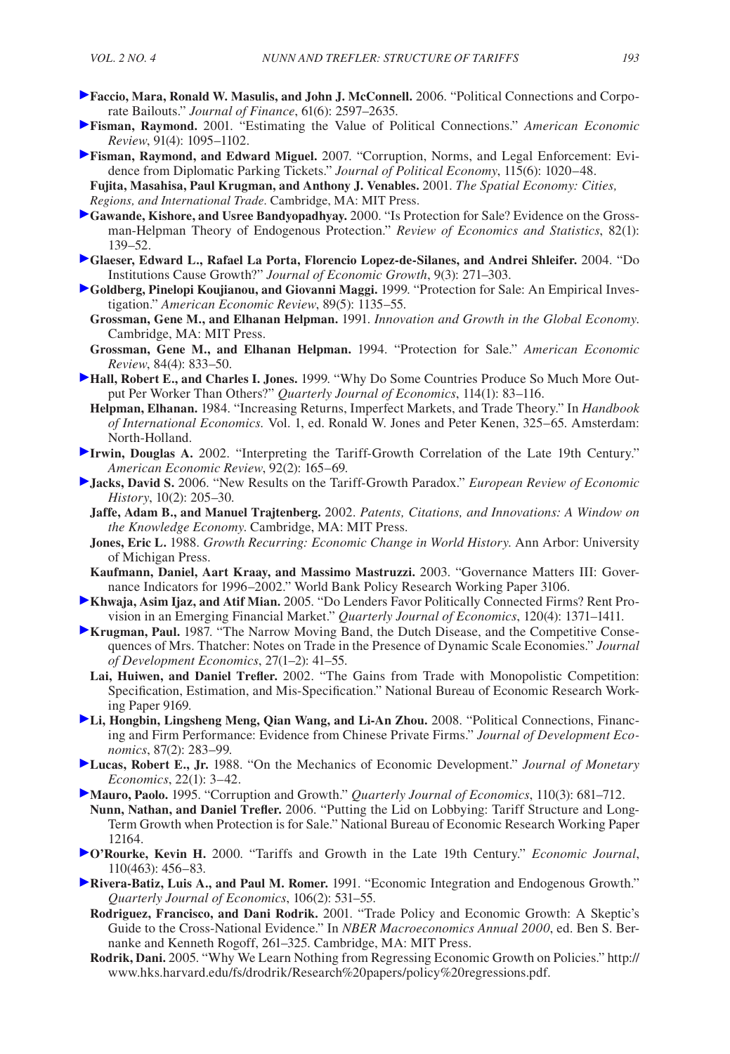**Faccio, Mara, Ronald W. Masulis, and John J. McConnell.** 2006. "Political Connections and Corporate Bailouts." *Journal of Finance*, 61(6): 2597–2635.

**Fisman, Raymond.** 2001. "Estimating the Value of Political Connections." *American Economic Review*, 91(4): 1095–1102.

**Fisman, Raymond, and Edward Miguel.** 2007. "Corruption, Norms, and Legal Enforcement: Evidence from Diplomatic Parking Tickets." *Journal of Political Economy*, 115(6): 1020–48.

**Fujita, Masahisa, Paul Krugman, and Anthony J. Venables.** 2001. *The Spatial Economy: Cities, Regions, and International Trade*. Cambridge, MA: MIT Press.

**Gawande, Kishore, and Usree Bandyopadhyay.** 2000. "Is Protection for Sale? Evidence on the Grossman-Helpman Theory of Endogenous Protection." *Review of Economics and Statistics*, 82(1): 139–52.

**Glaeser, Edward L., Rafael La Porta, Florencio Lopez-de-Silanes, and Andrei Shleifer.** 2004. "Do Institutions Cause Growth?" *Journal of Economic Growth*, 9(3): 271–303.

**Goldberg, Pinelopi Koujianou, and Giovanni Maggi.** 1999. "Protection for Sale: An Empirical Investigation." *American Economic Review*, 89(5): 1135–55.

**Grossman, Gene M., and Elhanan Helpman.** 1991. *Innovation and Growth in the Global Economy*. Cambridge, MA: MIT Press.

**Grossman, Gene M., and Elhanan Helpman.** 1994. "Protection for Sale." *American Economic Review*, 84(4): 833–50.

**Hall, Robert E., and Charles I. Jones.** 1999. "Why Do Some Countries Produce So Much More Output Per Worker Than Others?" *Quarterly Journal of Economics*, 114(1): 83–116.

**Helpman, Elhanan.** 1984. "Increasing Returns, Imperfect Markets, and Trade Theory." In *Handbook of International Economics.* Vol. 1, ed. Ronald W. Jones and Peter Kenen, 325–65. Amsterdam: North-Holland.

**Irwin, Douglas A.** 2002. "Interpreting the Tariff-Growth Correlation of the Late 19th Century." *American Economic Review*, 92(2): 165–69.

**Jacks, David S.** 2006. "New Results on the Tariff-Growth Paradox." *European Review of Economic History*, 10(2): 205–30.

**Jaffe, Adam B., and Manuel Trajtenberg.** 2002. *Patents, Citations, and Innovations: A Window on the Knowledge Economy*. Cambridge, MA: MIT Press.

**Jones, Eric L.** 1988. *Growth Recurring: Economic Change in World History*. Ann Arbor: University of Michigan Press.

**Kaufmann, Daniel, Aart Kraay, and Massimo Mastruzzi.** 2003. "Governance Matters III: Governance Indicators for 1996–2002." World Bank Policy Research Working Paper 3106.

**Khwaja, Asim Ijaz, and Atif Mian.** 2005. "Do Lenders Favor Politically Connected Firms? Rent Provision in an Emerging Financial Market." *Quarterly Journal of Economics*, 120(4): 1371–1411.

**Krugman, Paul.** 1987. "The Narrow Moving Band, the Dutch Disease, and the Competitive Consequences of Mrs. Thatcher: Notes on Trade in the Presence of Dynamic Scale Economies." *Journal of Development Economics*, 27(1–2): 41–55.

**Lai, Huiwen, and Daniel Trefler.** 2002. "The Gains from Trade with Monopolistic Competition: Specification, Estimation, and Mis-Specification." National Bureau of Economic Research Working Paper 9169.

**Li, Hongbin, Lingsheng Meng, Qian Wang, and Li-An Zhou.** 2008. "Political Connections, Financing and Firm Performance: Evidence from Chinese Private Firms." *Journal of Development Economics*, 87(2): 283–99.

**Lucas, Robert E., Jr.** 1988. "On the Mechanics of Economic Development." *Journal of Monetary Economics*, 22(1): 3–42.

**Mauro, Paolo.** 1995. "Corruption and Growth." *Quarterly Journal of Economics*, 110(3): 681–712.

**Nunn, Nathan, and Daniel Trefler.** 2006. "Putting the Lid on Lobbying: Tariff Structure and Long-Term Growth when Protection is for Sale." National Bureau of Economic Research Working Paper 12164.

**O'Rourke, Kevin H.** 2000. "Tariffs and Growth in the Late 19th Century." *Economic Journal*, 110(463): 456–83.

**Rivera-Batiz, Luis A., and Paul M. Romer.** 1991. "Economic Integration and Endogenous Growth." *Quarterly Journal of Economics*, 106(2): 531–55.

**Rodriguez, Francisco, and Dani Rodrik.** 2001. "Trade Policy and Economic Growth: A Skeptic's Guide to the Cross-National Evidence." In *NBER Macroeconomics Annual 2000*, ed. Ben S. Bernanke and Kenneth Rogoff, 261–325. Cambridge, MA: MIT Press.

**Rodrik, Dani.** 2005. "Why We Learn Nothing from Regressing Economic Growth on Policies." http://www.hks.harvard.edu/fs/drodrik/Research%20papers/policy%20regressions.pdf.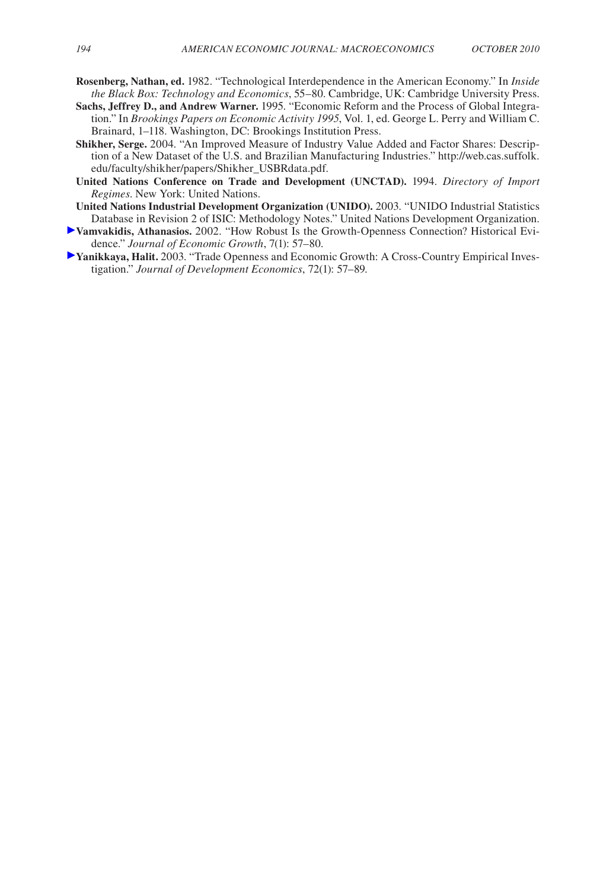**Rosenberg, Nathan, ed.** 1982. "Technological Interdependence in the American Economy." In *Inside the Black Box: Technology and Economics*, 55–80. Cambridge, UK: Cambridge University Press.

**Sachs, Jeffrey D., and Andrew Warner.** 1995. "Economic Reform and the Process of Global Integration." In *Brookings Papers on Economic Activity 1995*, Vol. 1, ed. George L. Perry and William C. Brainard, 1–118. Washington, DC: Brookings Institution Press.

**Shikher, Serge.** 2004. "An Improved Measure of Industry Value Added and Factor Shares: Description of a New Dataset of the U.S. and Brazilian Manufacturing Industries." http://web.cas.suffolk.edu/faculty/shikher/papers/Shikher_USBRdata.pdf.

**United Nations Conference on Trade and Development (UNCTAD).** 1994. *Directory of Import Regimes*. New York: United Nations.

**United Nations Industrial Development Organization (UNIDO).** 2003. "UNIDO Industrial Statistics Database in Revision 2 of ISIC: Methodology Notes." United Nations Development Organization.

**Vamvakidis, Athanasios.** 2002. "How Robust Is the Growth-Openness Connection? Historical Evidence." *Journal of Economic Growth*, 7(1): 57–80.

**Yanikkaya, Halit.** 2003. "Trade Openness and Economic Growth: A Cross-Country Empirical Investigation." *Journal of Development Economics*, 72(1): 57–89.